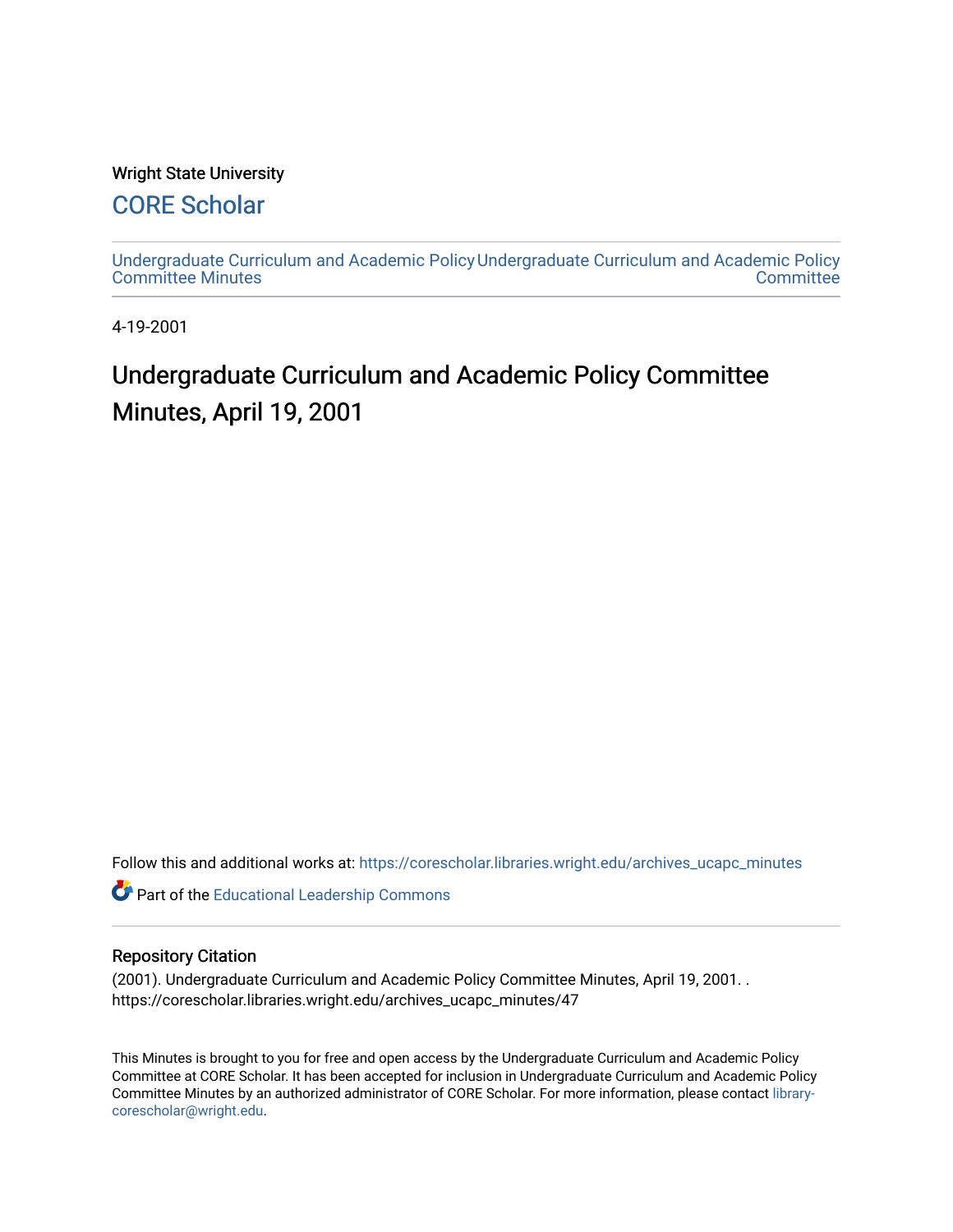Wright State University

## CORE Scholar

Undergraduate Curriculum and Academic Policy Committee Minutes

Undergraduate Curriculum and Academic Policy Committee

4-19-2001

# Undergraduate Curriculum and Academic Policy Committee Minutes, April 19, 2001

Follow this and additional works at: https://corescholar.libraries.wright.edu/archives_ucapc_minutes

Part of the Educational Leadership Commons

### Repository Citation

(2001). Undergraduate Curriculum and Academic Policy Committee Minutes, April 19, 2001. . https://corescholar.libraries.wright.edu/archives_ucapc_minutes/47

This Minutes is brought to you for free and open access by the Undergraduate Curriculum and Academic Policy Committee at CORE Scholar. It has been accepted for inclusion in Undergraduate Curriculum and Academic Policy Committee Minutes by an authorized administrator of CORE Scholar. For more information, please contact library-corescholar@wright.edu.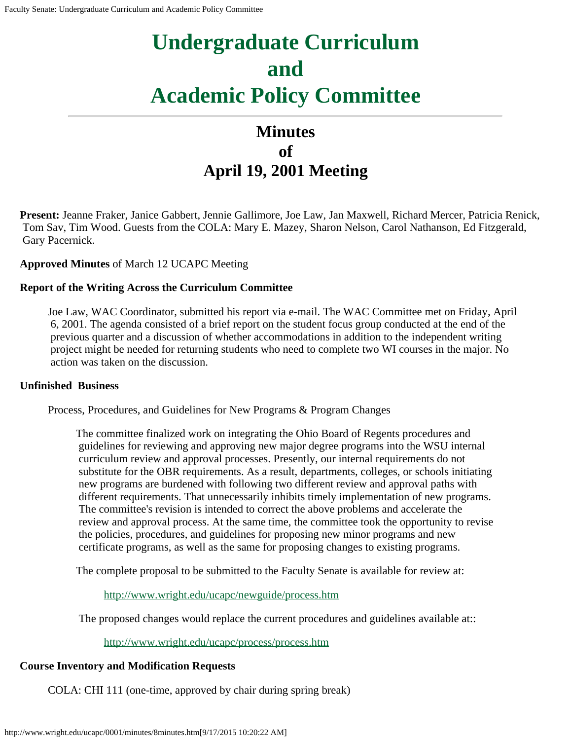# Undergraduate Curriculum and Academic Policy Committee

## Minutes of April 19, 2001 Meeting

**Present:** Jeanne Fraker, Janice Gabbert, Jennie Gallimore, Joe Law, Jan Maxwell, Richard Mercer, Patricia Renick, Tom Sav, Tim Wood. Guests from the COLA: Mary E. Mazey, Sharon Nelson, Carol Nathanson, Ed Fitzgerald, Gary Pacernick.

**Approved Minutes** of March 12 UCAPC Meeting

**Report of the Writing Across the Curriculum Committee**

Joe Law, WAC Coordinator, submitted his report via e-mail. The WAC Committee met on Friday, April 6, 2001. The agenda consisted of a brief report on the student focus group conducted at the end of the previous quarter and a discussion of whether accommodations in addition to the independent writing project might be needed for returning students who need to complete two WI courses in the major. No action was taken on the discussion.

**Unfinished Business**

Process, Procedures, and Guidelines for New Programs & Program Changes

The committee finalized work on integrating the Ohio Board of Regents procedures and guidelines for reviewing and approving new major degree programs into the WSU internal curriculum review and approval processes. Presently, our internal requirements do not substitute for the OBR requirements. As a result, departments, colleges, or schools initiating new programs are burdened with following two different review and approval paths with different requirements. That unnecessarily inhibits timely implementation of new programs. The committee's revision is intended to correct the above problems and accelerate the review and approval process. At the same time, the committee took the opportunity to revise the policies, procedures, and guidelines for proposing new minor programs and new certificate programs, as well as the same for proposing changes to existing programs.

The complete proposal to be submitted to the Faculty Senate is available for review at:

http://www.wright.edu/ucapc/newguide/process.htm

The proposed changes would replace the current procedures and guidelines available at::

http://www.wright.edu/ucapc/process/process.htm

**Course Inventory and Modification Requests**

COLA: CHI 111 (one-time, approved by chair during spring break)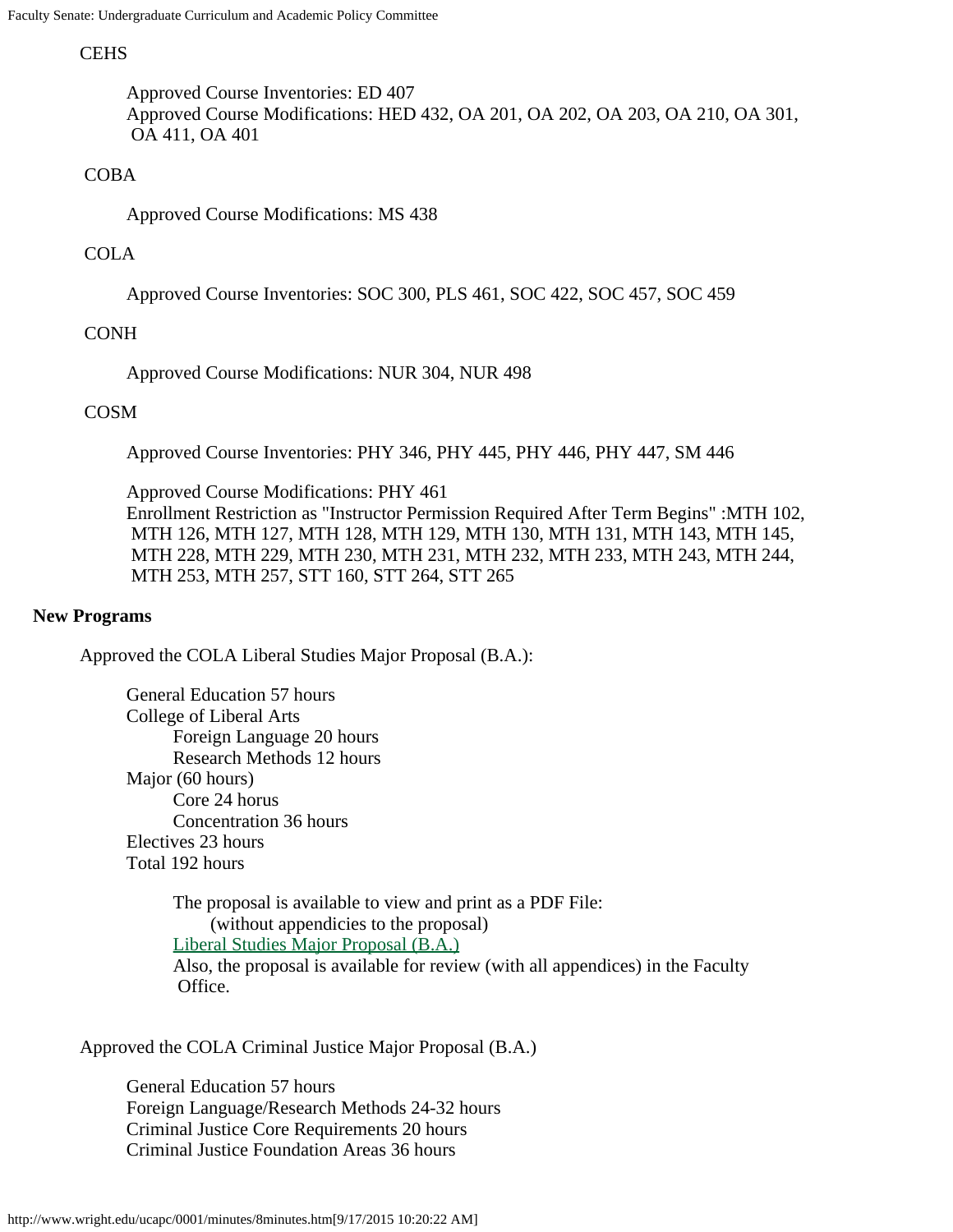CEHS

Approved Course Inventories: ED 407
Approved Course Modifications: HED 432, OA 201, OA 202, OA 203, OA 210, OA 301, OA 411, OA 401

COBA

Approved Course Modifications: MS 438

COLA

Approved Course Inventories: SOC 300, PLS 461, SOC 422, SOC 457, SOC 459

CONH

Approved Course Modifications: NUR 304, NUR 498

COSM

Approved Course Inventories: PHY 346, PHY 445, PHY 446, PHY 447, SM 446

Approved Course Modifications: PHY 461
Enrollment Restriction as "Instructor Permission Required After Term Begins" :MTH 102, MTH 126, MTH 127, MTH 128, MTH 129, MTH 130, MTH 131, MTH 143, MTH 145, MTH 228, MTH 229, MTH 230, MTH 231, MTH 232, MTH 233, MTH 243, MTH 244, MTH 253, MTH 257, STT 160, STT 264, STT 265

**New Programs**

Approved the COLA Liberal Studies Major Proposal (B.A.):

General Education 57 hours
College of Liberal Arts
- Foreign Language 20 hours
- Research Methods 12 hours

Major (60 hours)
- Core 24 horus
- Concentration 36 hours

Electives 23 hours
Total 192 hours

The proposal is available to view and print as a PDF File:
(without appendicies to the proposal)
Liberal Studies Major Proposal (B.A.)
Also, the proposal is available for review (with all appendices) in the Faculty Office.

Approved the COLA Criminal Justice Major Proposal (B.A.)

General Education 57 hours
Foreign Language/Research Methods 24-32 hours
Criminal Justice Core Requirements 20 hours
Criminal Justice Foundation Areas 36 hours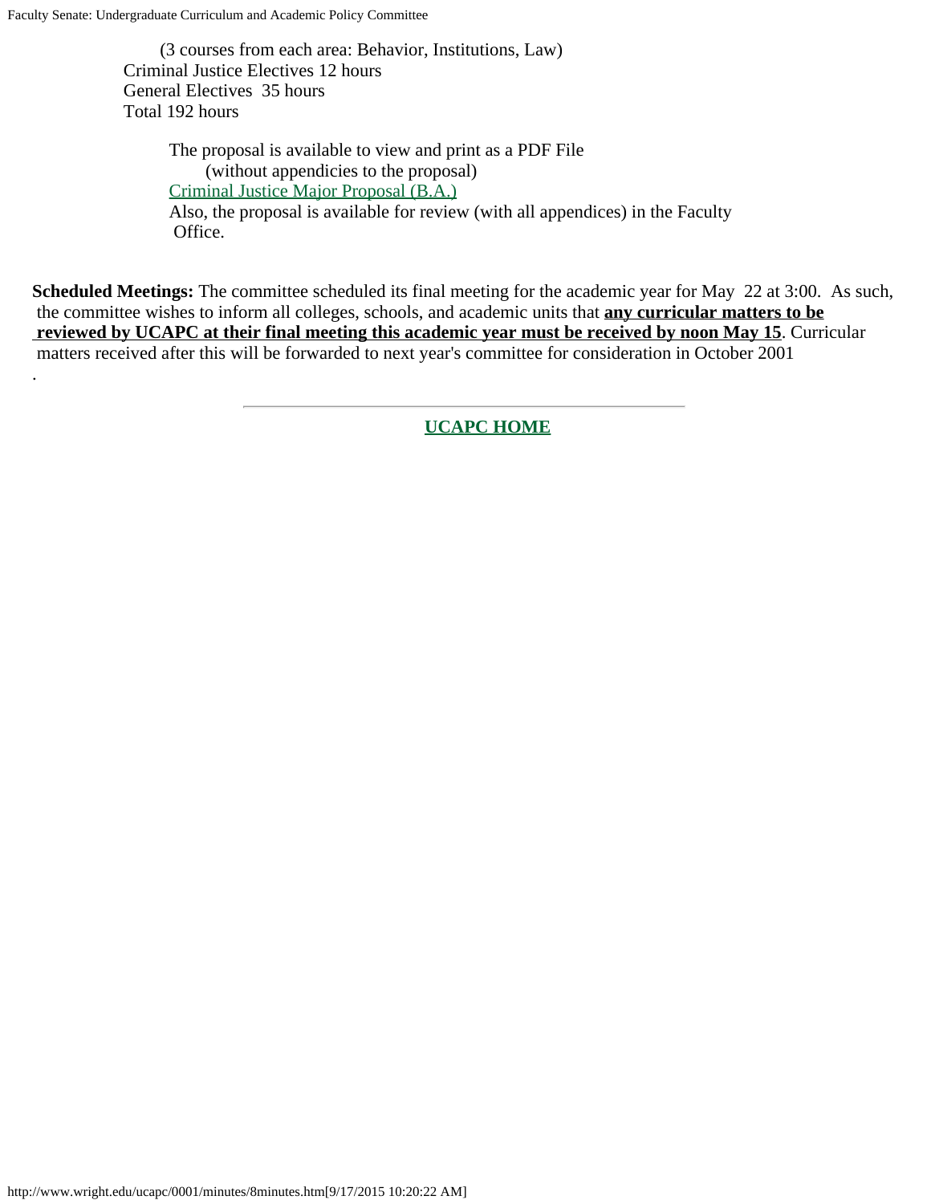(3 courses from each area: Behavior, Institutions, Law)
Criminal Justice Electives 12 hours
General Electives 35 hours
Total 192 hours

The proposal is available to view and print as a PDF File
(without appendicies to the proposal)
Criminal Justice Major Proposal (B.A.)
Also, the proposal is available for review (with all appendices) in the Faculty Office.

**Scheduled Meetings:** The committee scheduled its final meeting for the academic year for May 22 at 3:00. As such, the committee wishes to inform all colleges, schools, and academic units that **any curricular matters to be reviewed by UCAPC at their final meeting this academic year must be received by noon May 15**. Curricular matters received after this will be forwarded to next year's committee for consideration in October 2001
.

---

**UCAPC HOME**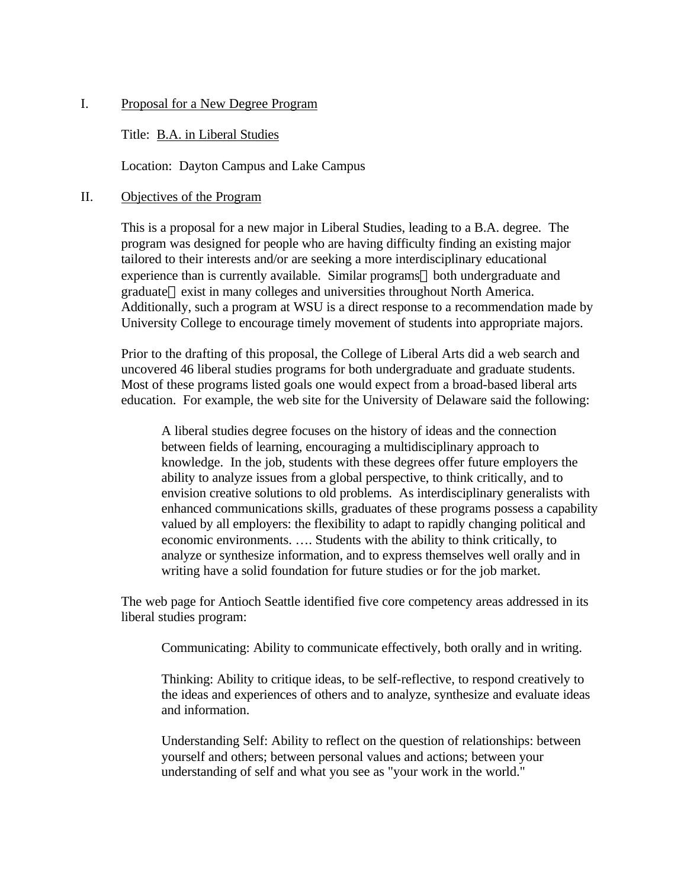I. Proposal for a New Degree Program

Title: B.A. in Liberal Studies

Location: Dayton Campus and Lake Campus

II. Objectives of the Program

This is a proposal for a new major in Liberal Studies, leading to a B.A. degree. The program was designed for people who are having difficulty finding an existing major tailored to their interests and/or are seeking a more interdisciplinary educational experience than is currently available. Similar programs both undergraduate and graduate exist in many colleges and universities throughout North America. Additionally, such a program at WSU is a direct response to a recommendation made by University College to encourage timely movement of students into appropriate majors.

Prior to the drafting of this proposal, the College of Liberal Arts did a web search and uncovered 46 liberal studies programs for both undergraduate and graduate students. Most of these programs listed goals one would expect from a broad-based liberal arts education. For example, the web site for the University of Delaware said the following:

> A liberal studies degree focuses on the history of ideas and the connection between fields of learning, encouraging a multidisciplinary approach to knowledge. In the job, students with these degrees offer future employers the ability to analyze issues from a global perspective, to think critically, and to envision creative solutions to old problems. As interdisciplinary generalists with enhanced communications skills, graduates of these programs possess a capability valued by all employers: the flexibility to adapt to rapidly changing political and economic environments. …. Students with the ability to think critically, to analyze or synthesize information, and to express themselves well orally and in writing have a solid foundation for future studies or for the job market.

The web page for Antioch Seattle identified five core competency areas addressed in its liberal studies program:

> Communicating: Ability to communicate effectively, both orally and in writing.
>
> Thinking: Ability to critique ideas, to be self-reflective, to respond creatively to the ideas and experiences of others and to analyze, synthesize and evaluate ideas and information.
>
> Understanding Self: Ability to reflect on the question of relationships: between yourself and others; between personal values and actions; between your understanding of self and what you see as "your work in the world."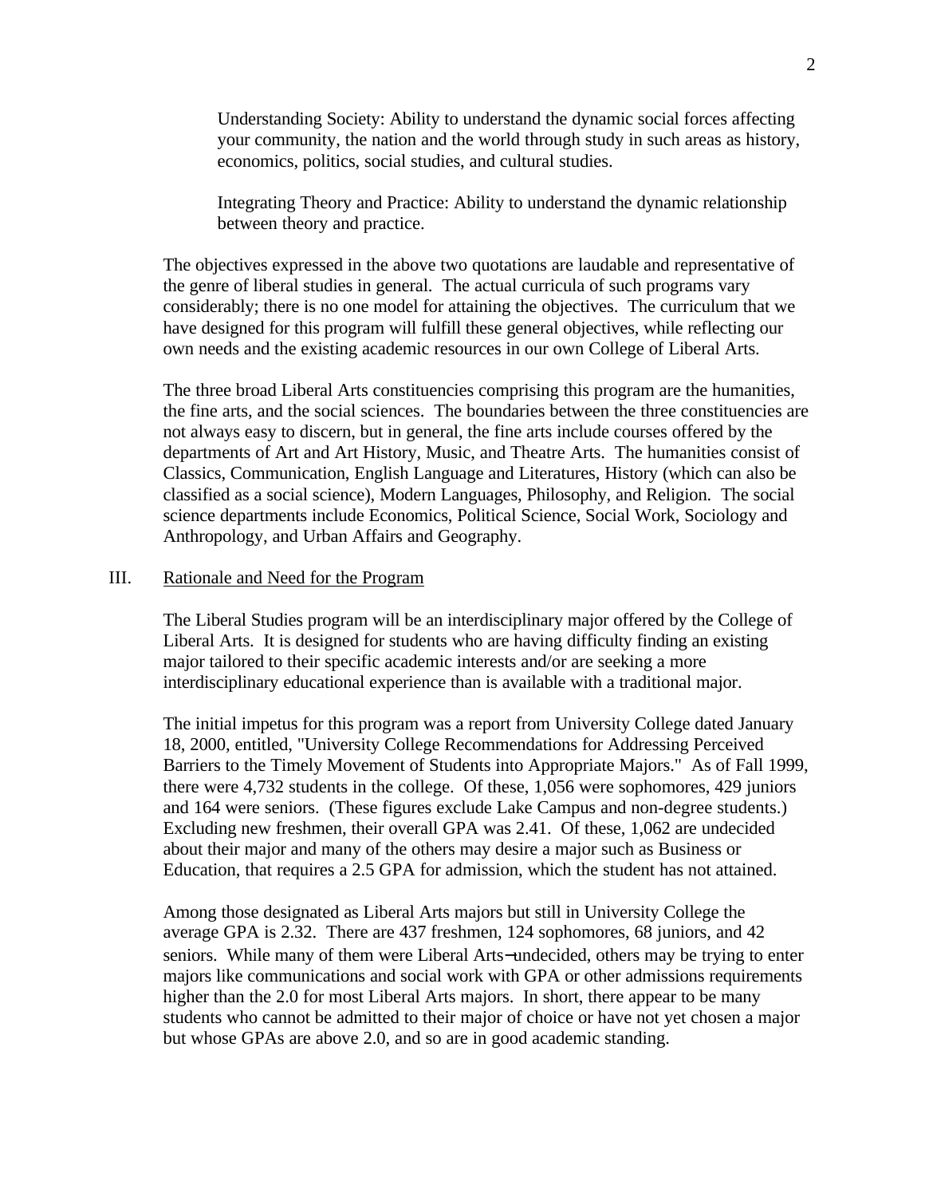Understanding Society: Ability to understand the dynamic social forces affecting your community, the nation and the world through study in such areas as history, economics, politics, social studies, and cultural studies.

Integrating Theory and Practice: Ability to understand the dynamic relationship between theory and practice.

The objectives expressed in the above two quotations are laudable and representative of the genre of liberal studies in general. The actual curricula of such programs vary considerably; there is no one model for attaining the objectives. The curriculum that we have designed for this program will fulfill these general objectives, while reflecting our own needs and the existing academic resources in our own College of Liberal Arts.

The three broad Liberal Arts constituencies comprising this program are the humanities, the fine arts, and the social sciences. The boundaries between the three constituencies are not always easy to discern, but in general, the fine arts include courses offered by the departments of Art and Art History, Music, and Theatre Arts. The humanities consist of Classics, Communication, English Language and Literatures, History (which can also be classified as a social science), Modern Languages, Philosophy, and Religion. The social science departments include Economics, Political Science, Social Work, Sociology and Anthropology, and Urban Affairs and Geography.

## III. Rationale and Need for the Program

The Liberal Studies program will be an interdisciplinary major offered by the College of Liberal Arts. It is designed for students who are having difficulty finding an existing major tailored to their specific academic interests and/or are seeking a more interdisciplinary educational experience than is available with a traditional major.

The initial impetus for this program was a report from University College dated January 18, 2000, entitled, "University College Recommendations for Addressing Perceived Barriers to the Timely Movement of Students into Appropriate Majors." As of Fall 1999, there were 4,732 students in the college. Of these, 1,056 were sophomores, 429 juniors and 164 were seniors. (These figures exclude Lake Campus and non-degree students.) Excluding new freshmen, their overall GPA was 2.41. Of these, 1,062 are undecided about their major and many of the others may desire a major such as Business or Education, that requires a 2.5 GPA for admission, which the student has not attained.

Among those designated as Liberal Arts majors but still in University College the average GPA is 2.32. There are 437 freshmen, 124 sophomores, 68 juniors, and 42 seniors. While many of them were Liberal Arts−undecided, others may be trying to enter majors like communications and social work with GPA or other admissions requirements higher than the 2.0 for most Liberal Arts majors. In short, there appear to be many students who cannot be admitted to their major of choice or have not yet chosen a major but whose GPAs are above 2.0, and so are in good academic standing.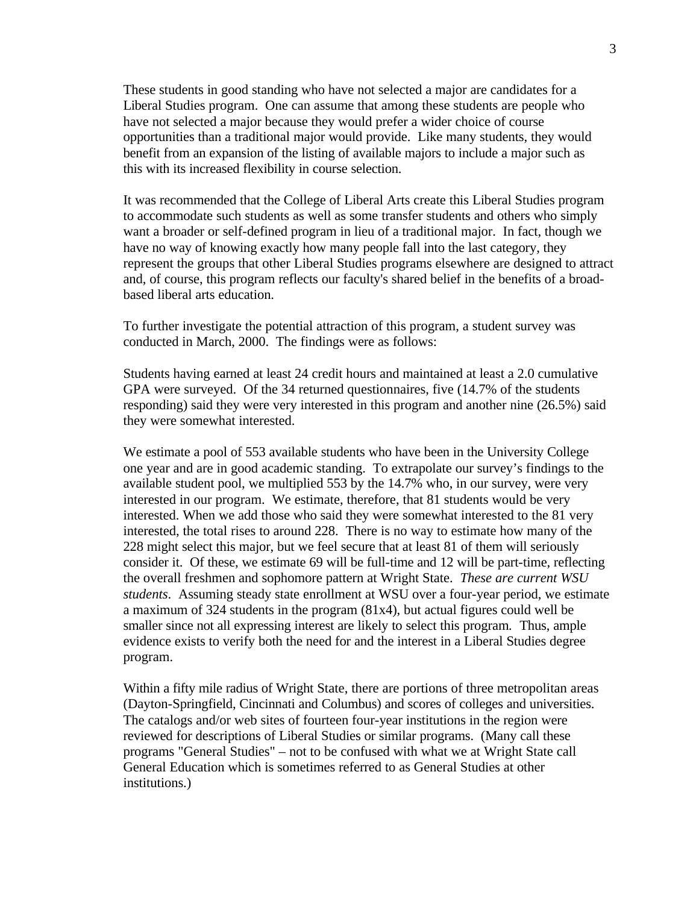These students in good standing who have not selected a major are candidates for a Liberal Studies program. One can assume that among these students are people who have not selected a major because they would prefer a wider choice of course opportunities than a traditional major would provide. Like many students, they would benefit from an expansion of the listing of available majors to include a major such as this with its increased flexibility in course selection.

It was recommended that the College of Liberal Arts create this Liberal Studies program to accommodate such students as well as some transfer students and others who simply want a broader or self-defined program in lieu of a traditional major. In fact, though we have no way of knowing exactly how many people fall into the last category, they represent the groups that other Liberal Studies programs elsewhere are designed to attract and, of course, this program reflects our faculty's shared belief in the benefits of a broad-based liberal arts education.

To further investigate the potential attraction of this program, a student survey was conducted in March, 2000. The findings were as follows:

Students having earned at least 24 credit hours and maintained at least a 2.0 cumulative GPA were surveyed. Of the 34 returned questionnaires, five (14.7% of the students responding) said they were very interested in this program and another nine (26.5%) said they were somewhat interested.

We estimate a pool of 553 available students who have been in the University College one year and are in good academic standing. To extrapolate our survey's findings to the available student pool, we multiplied 553 by the 14.7% who, in our survey, were very interested in our program. We estimate, therefore, that 81 students would be very interested. When we add those who said they were somewhat interested to the 81 very interested, the total rises to around 228. There is no way to estimate how many of the 228 might select this major, but we feel secure that at least 81 of them will seriously consider it. Of these, we estimate 69 will be full-time and 12 will be part-time, reflecting the overall freshmen and sophomore pattern at Wright State. *These are current WSU students*. Assuming steady state enrollment at WSU over a four-year period, we estimate a maximum of 324 students in the program (81x4), but actual figures could well be smaller since not all expressing interest are likely to select this program. Thus, ample evidence exists to verify both the need for and the interest in a Liberal Studies degree program.

Within a fifty mile radius of Wright State, there are portions of three metropolitan areas (Dayton-Springfield, Cincinnati and Columbus) and scores of colleges and universities. The catalogs and/or web sites of fourteen four-year institutions in the region were reviewed for descriptions of Liberal Studies or similar programs. (Many call these programs "General Studies" – not to be confused with what we at Wright State call General Education which is sometimes referred to as General Studies at other institutions.)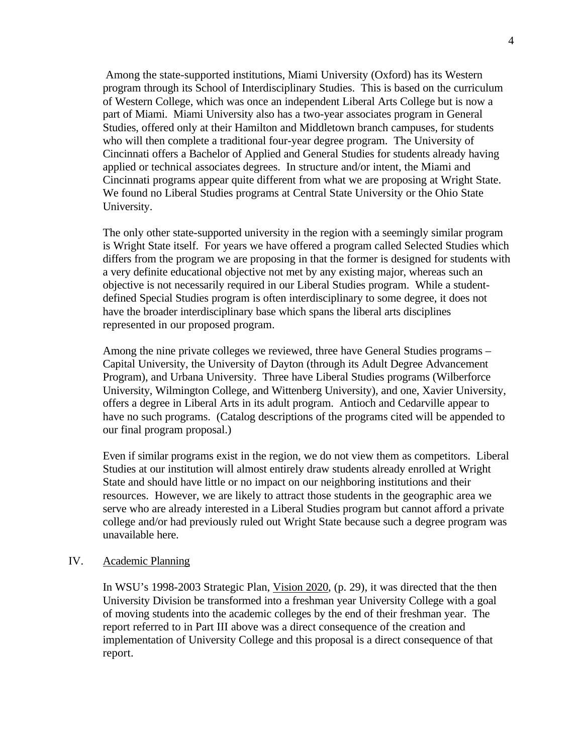Among the state-supported institutions, Miami University (Oxford) has its Western program through its School of Interdisciplinary Studies. This is based on the curriculum of Western College, which was once an independent Liberal Arts College but is now a part of Miami. Miami University also has a two-year associates program in General Studies, offered only at their Hamilton and Middletown branch campuses, for students who will then complete a traditional four-year degree program. The University of Cincinnati offers a Bachelor of Applied and General Studies for students already having applied or technical associates degrees. In structure and/or intent, the Miami and Cincinnati programs appear quite different from what we are proposing at Wright State. We found no Liberal Studies programs at Central State University or the Ohio State University.

The only other state-supported university in the region with a seemingly similar program is Wright State itself. For years we have offered a program called Selected Studies which differs from the program we are proposing in that the former is designed for students with a very definite educational objective not met by any existing major, whereas such an objective is not necessarily required in our Liberal Studies program. While a student-defined Special Studies program is often interdisciplinary to some degree, it does not have the broader interdisciplinary base which spans the liberal arts disciplines represented in our proposed program.

Among the nine private colleges we reviewed, three have General Studies programs – Capital University, the University of Dayton (through its Adult Degree Advancement Program), and Urbana University. Three have Liberal Studies programs (Wilberforce University, Wilmington College, and Wittenberg University), and one, Xavier University, offers a degree in Liberal Arts in its adult program. Antioch and Cedarville appear to have no such programs. (Catalog descriptions of the programs cited will be appended to our final program proposal.)

Even if similar programs exist in the region, we do not view them as competitors. Liberal Studies at our institution will almost entirely draw students already enrolled at Wright State and should have little or no impact on our neighboring institutions and their resources. However, we are likely to attract those students in the geographic area we serve who are already interested in a Liberal Studies program but cannot afford a private college and/or had previously ruled out Wright State because such a degree program was unavailable here.

## IV. Academic Planning

In WSU's 1998-2003 Strategic Plan, Vision 2020, (p. 29), it was directed that the then University Division be transformed into a freshman year University College with a goal of moving students into the academic colleges by the end of their freshman year. The report referred to in Part III above was a direct consequence of the creation and implementation of University College and this proposal is a direct consequence of that report.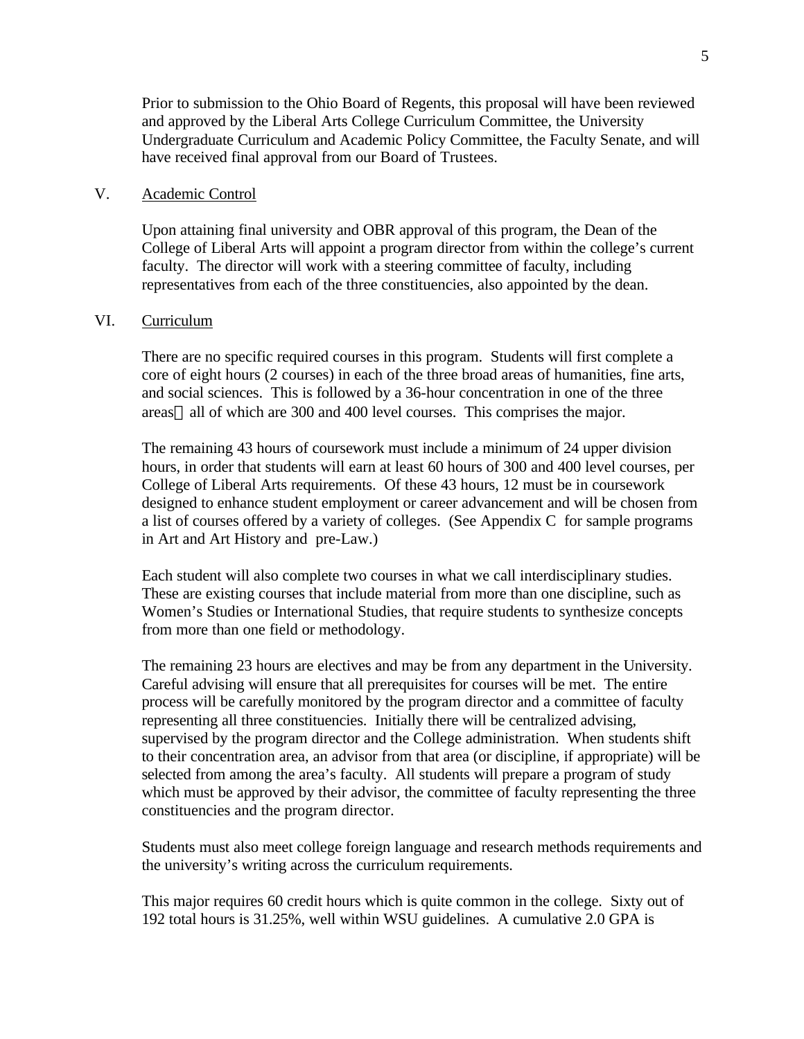Prior to submission to the Ohio Board of Regents, this proposal will have been reviewed and approved by the Liberal Arts College Curriculum Committee, the University Undergraduate Curriculum and Academic Policy Committee, the Faculty Senate, and will have received final approval from our Board of Trustees.

## V. Academic Control

Upon attaining final university and OBR approval of this program, the Dean of the College of Liberal Arts will appoint a program director from within the college's current faculty. The director will work with a steering committee of faculty, including representatives from each of the three constituencies, also appointed by the dean.

## VI. Curriculum

There are no specific required courses in this program. Students will first complete a core of eight hours (2 courses) in each of the three broad areas of humanities, fine arts, and social sciences. This is followed by a 36-hour concentration in one of the three areas— all of which are 300 and 400 level courses. This comprises the major.

The remaining 43 hours of coursework must include a minimum of 24 upper division hours, in order that students will earn at least 60 hours of 300 and 400 level courses, per College of Liberal Arts requirements. Of these 43 hours, 12 must be in coursework designed to enhance student employment or career advancement and will be chosen from a list of courses offered by a variety of colleges. (See Appendix C for sample programs in Art and Art History and pre-Law.)

Each student will also complete two courses in what we call interdisciplinary studies. These are existing courses that include material from more than one discipline, such as Women's Studies or International Studies, that require students to synthesize concepts from more than one field or methodology.

The remaining 23 hours are electives and may be from any department in the University. Careful advising will ensure that all prerequisites for courses will be met. The entire process will be carefully monitored by the program director and a committee of faculty representing all three constituencies. Initially there will be centralized advising, supervised by the program director and the College administration. When students shift to their concentration area, an advisor from that area (or discipline, if appropriate) will be selected from among the area's faculty. All students will prepare a program of study which must be approved by their advisor, the committee of faculty representing the three constituencies and the program director.

Students must also meet college foreign language and research methods requirements and the university's writing across the curriculum requirements.

This major requires 60 credit hours which is quite common in the college. Sixty out of 192 total hours is 31.25%, well within WSU guidelines. A cumulative 2.0 GPA is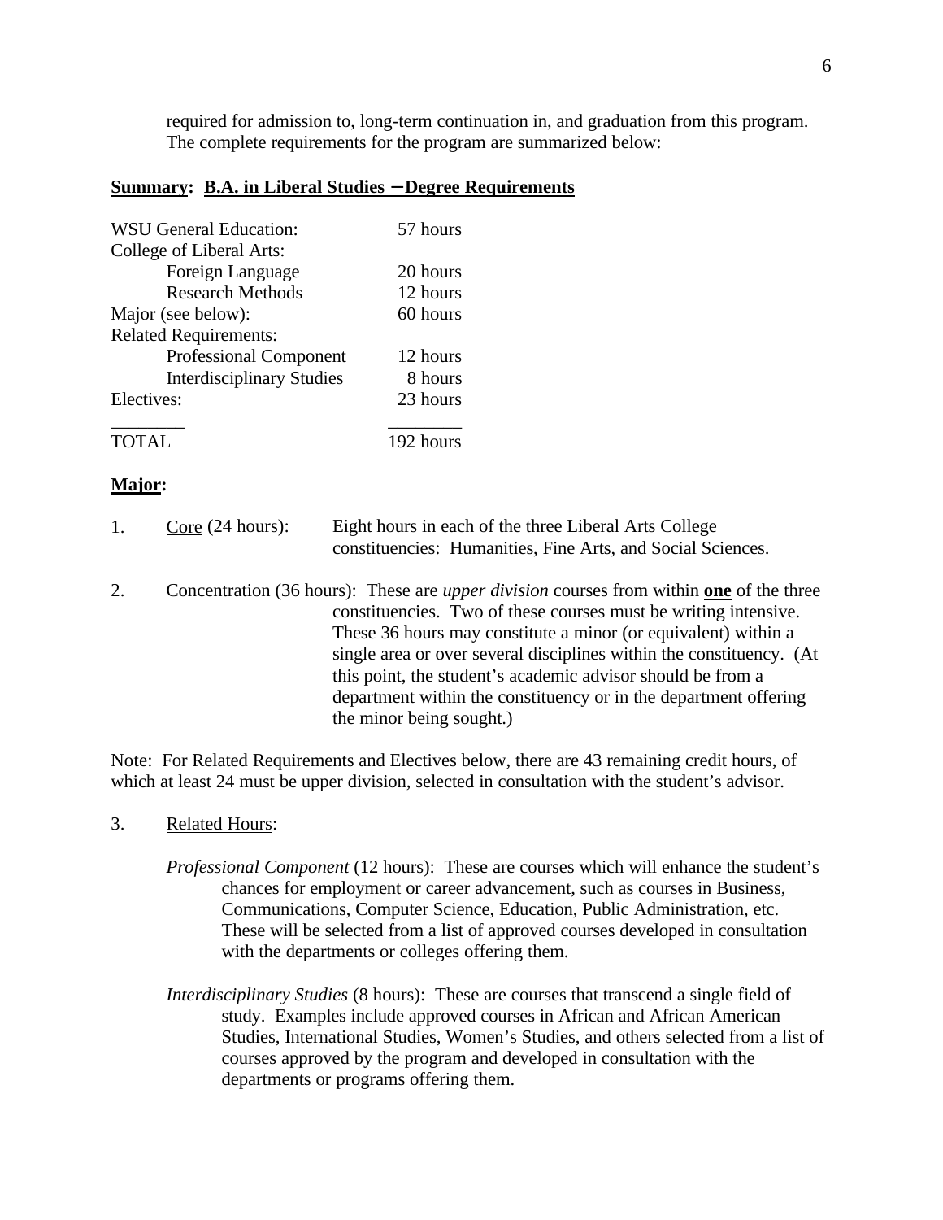required for admission to, long-term continuation in, and graduation from this program. The complete requirements for the program are summarized below:

**Summary: B.A. in Liberal Studies – Degree Requirements**

| | |
|---|---|
| WSU General Education: | 57 hours |
| College of Liberal Arts: | |
| Foreign Language | 20 hours |
| Research Methods | 12 hours |
| Major (see below): | 60 hours |
| Related Requirements: | |
| Professional Component | 12 hours |
| Interdisciplinary Studies | 8 hours |
| Electives: | 23 hours |
| TOTAL | 192 hours |

**Major:**

1. Core (24 hours): Eight hours in each of the three Liberal Arts College constituencies: Humanities, Fine Arts, and Social Sciences.

2. Concentration (36 hours): These are *upper division* courses from within **one** of the three constituencies. Two of these courses must be writing intensive. These 36 hours may constitute a minor (or equivalent) within a single area or over several disciplines within the constituency. (At this point, the student's academic advisor should be from a department within the constituency or in the department offering the minor being sought.)

Note: For Related Requirements and Electives below, there are 43 remaining credit hours, of which at least 24 must be upper division, selected in consultation with the student's advisor.

3. Related Hours:

   *Professional Component* (12 hours): These are courses which will enhance the student's chances for employment or career advancement, such as courses in Business, Communications, Computer Science, Education, Public Administration, etc. These will be selected from a list of approved courses developed in consultation with the departments or colleges offering them.

   *Interdisciplinary Studies* (8 hours): These are courses that transcend a single field of study. Examples include approved courses in African and African American Studies, International Studies, Women's Studies, and others selected from a list of courses approved by the program and developed in consultation with the departments or programs offering them.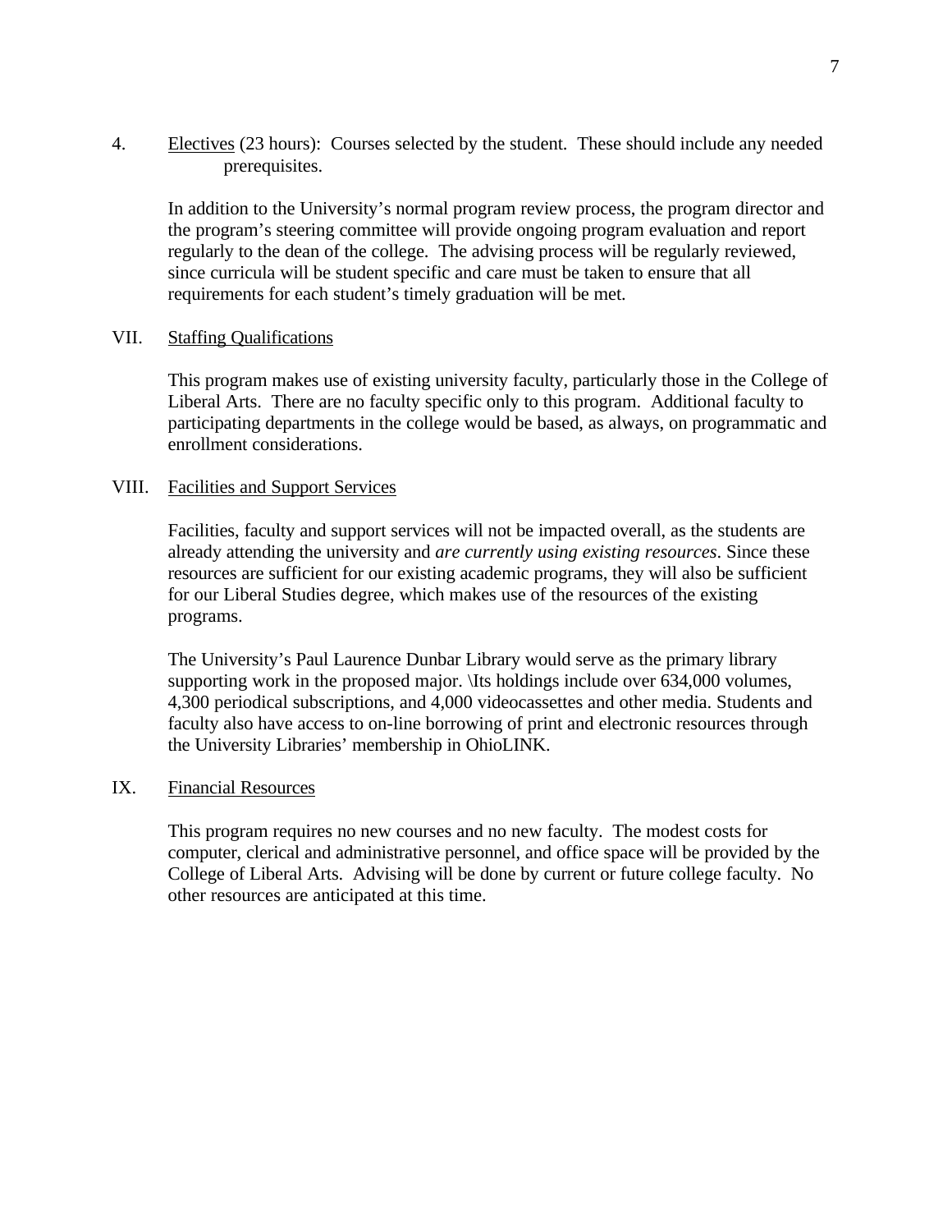4. <u>Electives</u> (23 hours): Courses selected by the student. These should include any needed prerequisites.

In addition to the University's normal program review process, the program director and the program's steering committee will provide ongoing program evaluation and report regularly to the dean of the college. The advising process will be regularly reviewed, since curricula will be student specific and care must be taken to ensure that all requirements for each student's timely graduation will be met.

## VII. <u>Staffing Qualifications</u>

This program makes use of existing university faculty, particularly those in the College of Liberal Arts. There are no faculty specific only to this program. Additional faculty to participating departments in the college would be based, as always, on programmatic and enrollment considerations.

## VIII. <u>Facilities and Support Services</u>

Facilities, faculty and support services will not be impacted overall, as the students are already attending the university and *are currently using existing resources*. Since these resources are sufficient for our existing academic programs, they will also be sufficient for our Liberal Studies degree, which makes use of the resources of the existing programs.

The University's Paul Laurence Dunbar Library would serve as the primary library supporting work in the proposed major. \Its holdings include over 634,000 volumes, 4,300 periodical subscriptions, and 4,000 videocassettes and other media. Students and faculty also have access to on-line borrowing of print and electronic resources through the University Libraries' membership in OhioLINK.

## IX. <u>Financial Resources</u>

This program requires no new courses and no new faculty. The modest costs for computer, clerical and administrative personnel, and office space will be provided by the College of Liberal Arts. Advising will be done by current or future college faculty. No other resources are anticipated at this time.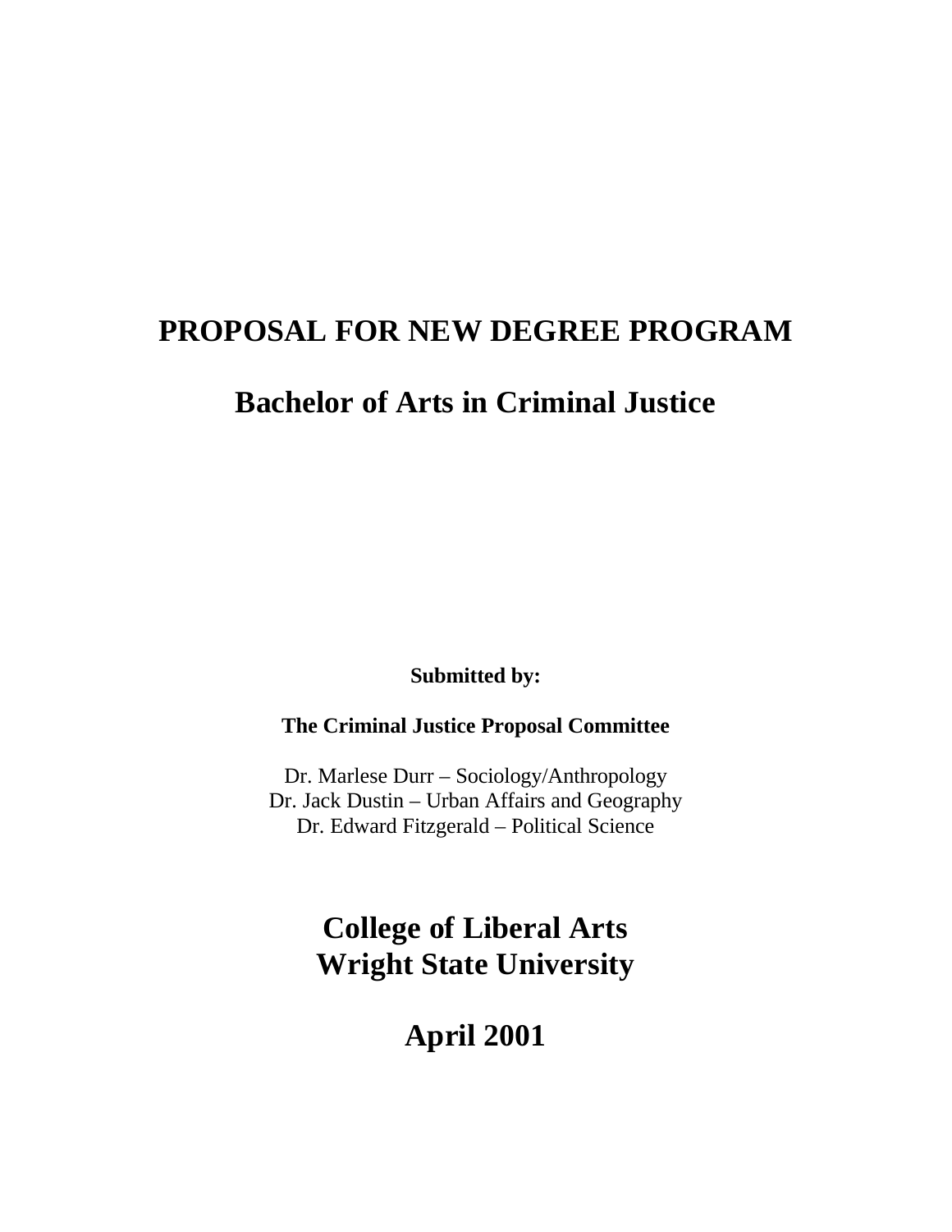# PROPOSAL FOR NEW DEGREE PROGRAM

# Bachelor of Arts in Criminal Justice

**Submitted by:**

**The Criminal Justice Proposal Committee**

Dr. Marlese Durr – Sociology/Anthropology
Dr. Jack Dustin – Urban Affairs and Geography
Dr. Edward Fitzgerald – Political Science

## College of Liberal Arts
## Wright State University

## April 2001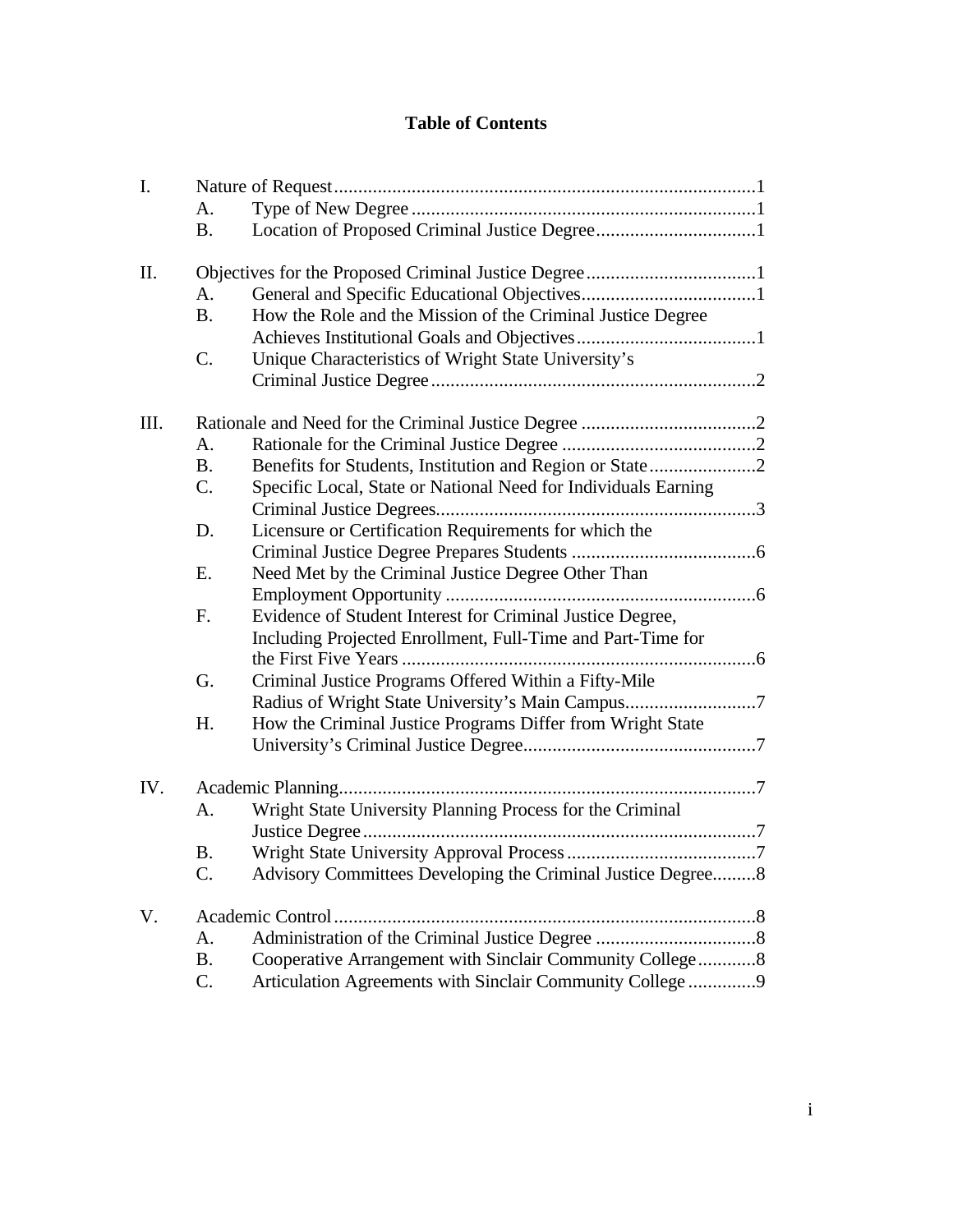# Table of Contents

I. Nature of Request ....................................................................................1
   A. Type of New Degree ....................................................................1
   B. Location of Proposed Criminal Justice Degree ..............................1

II. Objectives for the Proposed Criminal Justice Degree ................................1
   A. General and Specific Educational Objectives ................................1
   B. How the Role and the Mission of the Criminal Justice Degree Achieves Institutional Goals and Objectives ..................................1
   C. Unique Characteristics of Wright State University's Criminal Justice Degree ...............................................................2

III. Rationale and Need for the Criminal Justice Degree ..................................2
   A. Rationale for the Criminal Justice Degree ......................................2
   B. Benefits for Students, Institution and Region or State ....................2
   C. Specific Local, State or National Need for Individuals Earning Criminal Justice Degrees ...............................................................3
   D. Licensure or Certification Requirements for which the Criminal Justice Degree Prepares Students ....................................6
   E. Need Met by the Criminal Justice Degree Other Than Employment Opportunity ..............................................................6
   F. Evidence of Student Interest for Criminal Justice Degree, Including Projected Enrollment, Full-Time and Part-Time for the First Five Years .......................................................................6
   G. Criminal Justice Programs Offered Within a Fifty-Mile Radius of Wright State University's Main Campus ..........................7
   H. How the Criminal Justice Programs Differ from Wright State University's Criminal Justice Degree ..............................................7

IV. Academic Planning ....................................................................................7
   A. Wright State University Planning Process for the Criminal Justice Degree ...............................................................................7
   B. Wright State University Approval Process .....................................7
   C. Advisory Committees Developing the Criminal Justice Degree .........8

V. Academic Control ......................................................................................8
   A. Administration of the Criminal Justice Degree ...............................8
   B. Cooperative Arrangement with Sinclair Community College ............8
   C. Articulation Agreements with Sinclair Community College .............9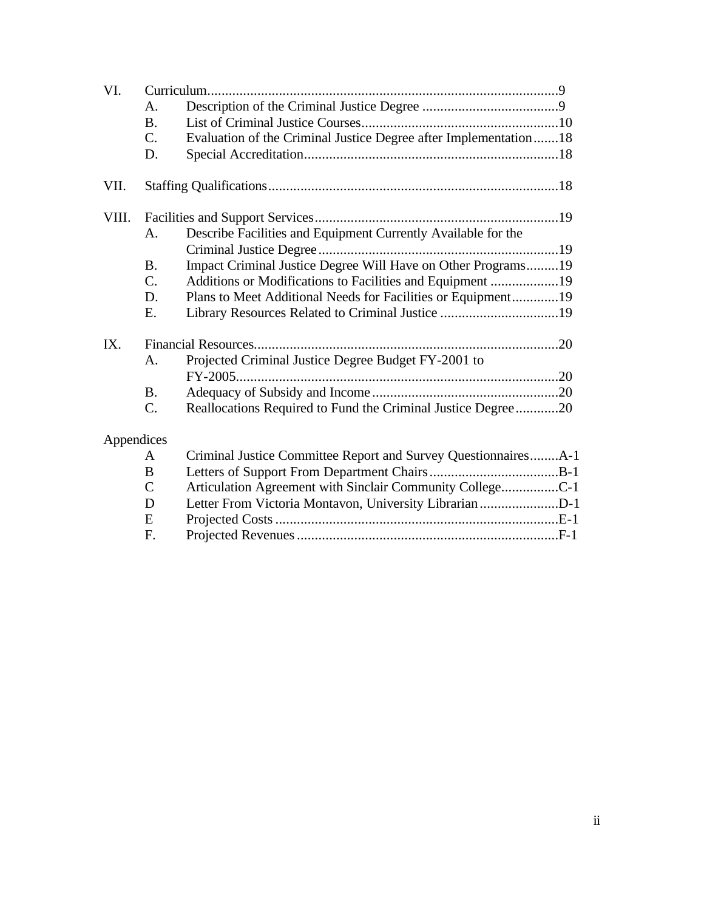VI. Curriculum..................................................................................................9
- A. Description of the Criminal Justice Degree ......................................9
- B. List of Criminal Justice Courses.......................................................10
- C. Evaluation of the Criminal Justice Degree after Implementation.......18
- D. Special Accreditation.......................................................................18

VII. Staffing Qualifications.................................................................................18

VIII. Facilities and Support Services....................................................................19
- A. Describe Facilities and Equipment Currently Available for the Criminal Justice Degree...................................................................19
- B. Impact Criminal Justice Degree Will Have on Other Programs.........19
- C. Additions or Modifications to Facilities and Equipment ...................19
- D. Plans to Meet Additional Needs for Facilities or Equipment.............19
- E. Library Resources Related to Criminal Justice .................................19

IX. Financial Resources.....................................................................................20
- A. Projected Criminal Justice Degree Budget FY-2001 to FY-2005..........................................................................................20
- B. Adequacy of Subsidy and Income....................................................20
- C. Reallocations Required to Fund the Criminal Justice Degree............20

Appendices
- A Criminal Justice Committee Report and Survey Questionnaires........A-1
- B Letters of Support From Department Chairs....................................B-1
- C Articulation Agreement with Sinclair Community College................C-1
- D Letter From Victoria Montavon, University Librarian......................D-1
- E Projected Costs ...............................................................................E-1
- F. Projected Revenues .........................................................................F-1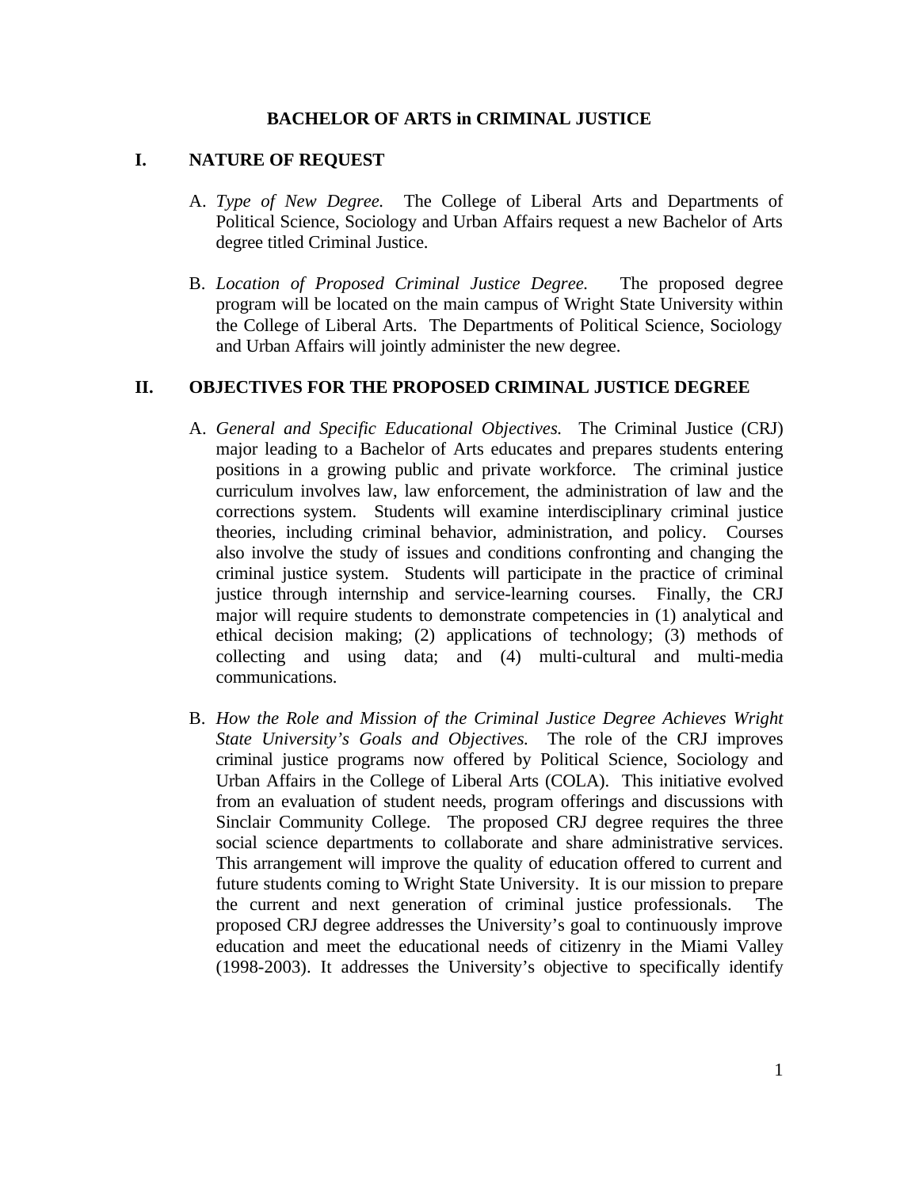# BACHELOR OF ARTS in CRIMINAL JUSTICE

## I. NATURE OF REQUEST

A. *Type of New Degree.* The College of Liberal Arts and Departments of Political Science, Sociology and Urban Affairs request a new Bachelor of Arts degree titled Criminal Justice.

B. *Location of Proposed Criminal Justice Degree.* The proposed degree program will be located on the main campus of Wright State University within the College of Liberal Arts. The Departments of Political Science, Sociology and Urban Affairs will jointly administer the new degree.

## II. OBJECTIVES FOR THE PROPOSED CRIMINAL JUSTICE DEGREE

A. *General and Specific Educational Objectives.* The Criminal Justice (CRJ) major leading to a Bachelor of Arts educates and prepares students entering positions in a growing public and private workforce. The criminal justice curriculum involves law, law enforcement, the administration of law and the corrections system. Students will examine interdisciplinary criminal justice theories, including criminal behavior, administration, and policy. Courses also involve the study of issues and conditions confronting and changing the criminal justice system. Students will participate in the practice of criminal justice through internship and service-learning courses. Finally, the CRJ major will require students to demonstrate competencies in (1) analytical and ethical decision making; (2) applications of technology; (3) methods of collecting and using data; and (4) multi-cultural and multi-media communications.

B. *How the Role and Mission of the Criminal Justice Degree Achieves Wright State University's Goals and Objectives.* The role of the CRJ improves criminal justice programs now offered by Political Science, Sociology and Urban Affairs in the College of Liberal Arts (COLA). This initiative evolved from an evaluation of student needs, program offerings and discussions with Sinclair Community College. The proposed CRJ degree requires the three social science departments to collaborate and share administrative services. This arrangement will improve the quality of education offered to current and future students coming to Wright State University. It is our mission to prepare the current and next generation of criminal justice professionals. The proposed CRJ degree addresses the University's goal to continuously improve education and meet the educational needs of citizenry in the Miami Valley (1998-2003). It addresses the University's objective to specifically identify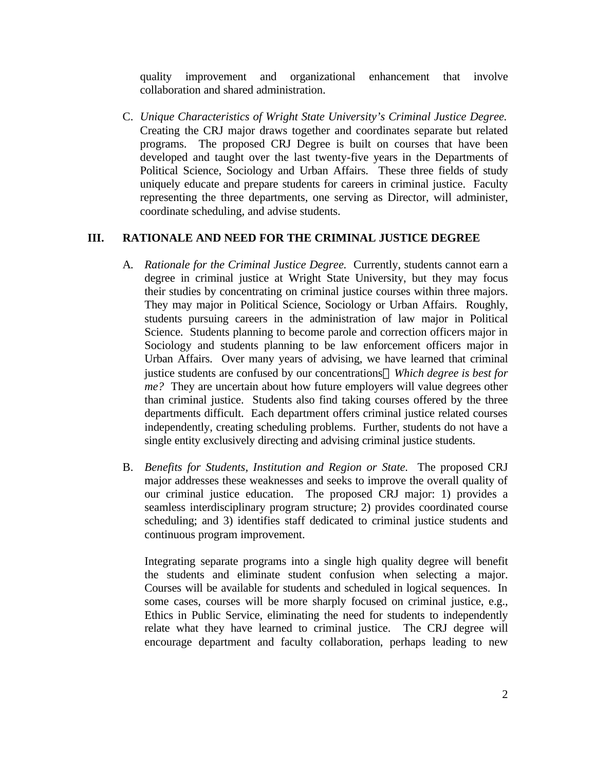quality improvement and organizational enhancement that involve collaboration and shared administration.

C. *Unique Characteristics of Wright State University's Criminal Justice Degree.* Creating the CRJ major draws together and coordinates separate but related programs. The proposed CRJ Degree is built on courses that have been developed and taught over the last twenty-five years in the Departments of Political Science, Sociology and Urban Affairs. These three fields of study uniquely educate and prepare students for careers in criminal justice. Faculty representing the three departments, one serving as Director, will administer, coordinate scheduling, and advise students.

## III. RATIONALE AND NEED FOR THE CRIMINAL JUSTICE DEGREE

A. *Rationale for the Criminal Justice Degree.* Currently, students cannot earn a degree in criminal justice at Wright State University, but they may focus their studies by concentrating on criminal justice courses within three majors. They may major in Political Science, Sociology or Urban Affairs. Roughly, students pursuing careers in the administration of law major in Political Science. Students planning to become parole and correction officers major in Sociology and students planning to be law enforcement officers major in Urban Affairs. Over many years of advising, we have learned that criminal justice students are confused by our concentrations—*Which degree is best for me?* They are uncertain about how future employers will value degrees other than criminal justice. Students also find taking courses offered by the three departments difficult. Each department offers criminal justice related courses independently, creating scheduling problems. Further, students do not have a single entity exclusively directing and advising criminal justice students.

B. *Benefits for Students, Institution and Region or State.* The proposed CRJ major addresses these weaknesses and seeks to improve the overall quality of our criminal justice education. The proposed CRJ major: 1) provides a seamless interdisciplinary program structure; 2) provides coordinated course scheduling; and 3) identifies staff dedicated to criminal justice students and continuous program improvement.

Integrating separate programs into a single high quality degree will benefit the students and eliminate student confusion when selecting a major. Courses will be available for students and scheduled in logical sequences. In some cases, courses will be more sharply focused on criminal justice, e.g., Ethics in Public Service, eliminating the need for students to independently relate what they have learned to criminal justice. The CRJ degree will encourage department and faculty collaboration, perhaps leading to new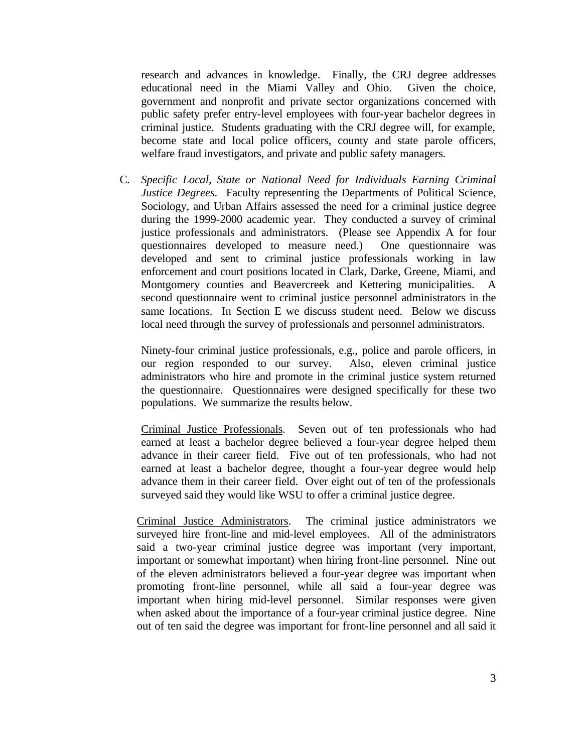research and advances in knowledge. Finally, the CRJ degree addresses educational need in the Miami Valley and Ohio. Given the choice, government and nonprofit and private sector organizations concerned with public safety prefer entry-level employees with four-year bachelor degrees in criminal justice. Students graduating with the CRJ degree will, for example, become state and local police officers, county and state parole officers, welfare fraud investigators, and private and public safety managers.

C. *Specific Local, State or National Need for Individuals Earning Criminal Justice Degrees.* Faculty representing the Departments of Political Science, Sociology, and Urban Affairs assessed the need for a criminal justice degree during the 1999-2000 academic year. They conducted a survey of criminal justice professionals and administrators. (Please see Appendix A for four questionnaires developed to measure need.) One questionnaire was developed and sent to criminal justice professionals working in law enforcement and court positions located in Clark, Darke, Greene, Miami, and Montgomery counties and Beavercreek and Kettering municipalities. A second questionnaire went to criminal justice personnel administrators in the same locations. In Section E we discuss student need. Below we discuss local need through the survey of professionals and personnel administrators.

Ninety-four criminal justice professionals, e.g., police and parole officers, in our region responded to our survey. Also, eleven criminal justice administrators who hire and promote in the criminal justice system returned the questionnaire. Questionnaires were designed specifically for these two populations. We summarize the results below.

<u>Criminal Justice Professionals</u>. Seven out of ten professionals who had earned at least a bachelor degree believed a four-year degree helped them advance in their career field. Five out of ten professionals, who had not earned at least a bachelor degree, thought a four-year degree would help advance them in their career field. Over eight out of ten of the professionals surveyed said they would like WSU to offer a criminal justice degree.

<u>Criminal Justice Administrators</u>. The criminal justice administrators we surveyed hire front-line and mid-level employees. All of the administrators said a two-year criminal justice degree was important (very important, important or somewhat important) when hiring front-line personnel. Nine out of the eleven administrators believed a four-year degree was important when promoting front-line personnel, while all said a four-year degree was important when hiring mid-level personnel. Similar responses were given when asked about the importance of a four-year criminal justice degree. Nine out of ten said the degree was important for front-line personnel and all said it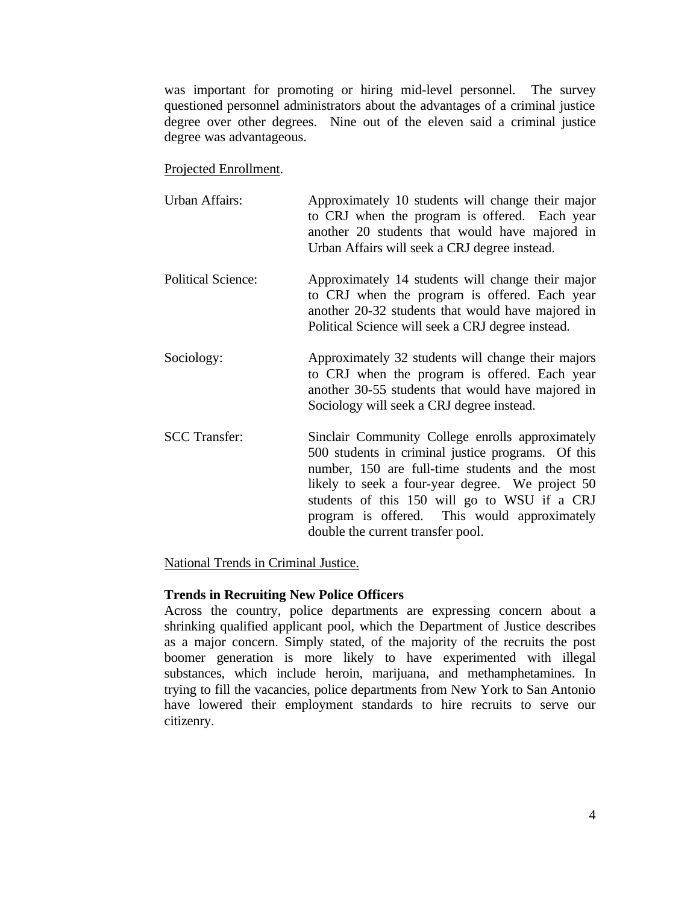was important for promoting or hiring mid-level personnel. The survey questioned personnel administrators about the advantages of a criminal justice degree over other degrees. Nine out of the eleven said a criminal justice degree was advantageous.

<u>Projected Enrollment</u>.

| | |
|---|---|
| Urban Affairs: | Approximately 10 students will change their major to CRJ when the program is offered. Each year another 20 students that would have majored in Urban Affairs will seek a CRJ degree instead. |
| Political Science: | Approximately 14 students will change their major to CRJ when the program is offered. Each year another 20-32 students that would have majored in Political Science will seek a CRJ degree instead. |
| Sociology: | Approximately 32 students will change their majors to CRJ when the program is offered. Each year another 30-55 students that would have majored in Sociology will seek a CRJ degree instead. |
| SCC Transfer: | Sinclair Community College enrolls approximately 500 students in criminal justice programs. Of this number, 150 are full-time students and the most likely to seek a four-year degree. We project 50 students of this 150 will go to WSU if a CRJ program is offered. This would approximately double the current transfer pool. |

<u>National Trends in Criminal Justice.</u>

**Trends in Recruiting New Police Officers**

Across the country, police departments are expressing concern about a shrinking qualified applicant pool, which the Department of Justice describes as a major concern. Simply stated, of the majority of the recruits the post boomer generation is more likely to have experimented with illegal substances, which include heroin, marijuana, and methamphetamines. In trying to fill the vacancies, police departments from New York to San Antonio have lowered their employment standards to hire recruits to serve our citizenry.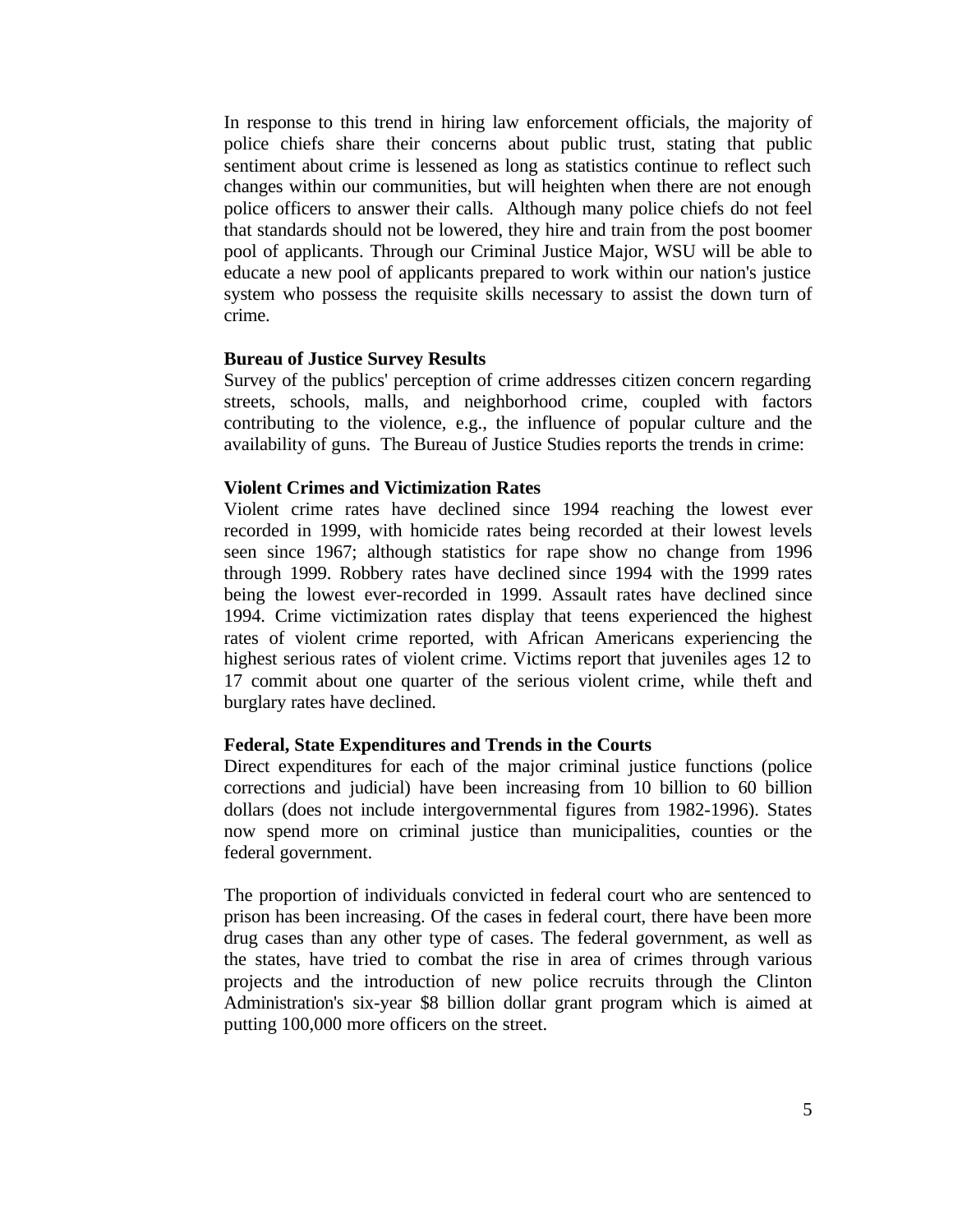In response to this trend in hiring law enforcement officials, the majority of police chiefs share their concerns about public trust, stating that public sentiment about crime is lessened as long as statistics continue to reflect such changes within our communities, but will heighten when there are not enough police officers to answer their calls. Although many police chiefs do not feel that standards should not be lowered, they hire and train from the post boomer pool of applicants. Through our Criminal Justice Major, WSU will be able to educate a new pool of applicants prepared to work within our nation's justice system who possess the requisite skills necessary to assist the down turn of crime.

**Bureau of Justice Survey Results**

Survey of the publics' perception of crime addresses citizen concern regarding streets, schools, malls, and neighborhood crime, coupled with factors contributing to the violence, e.g., the influence of popular culture and the availability of guns. The Bureau of Justice Studies reports the trends in crime:

**Violent Crimes and Victimization Rates**

Violent crime rates have declined since 1994 reaching the lowest ever recorded in 1999, with homicide rates being recorded at their lowest levels seen since 1967; although statistics for rape show no change from 1996 through 1999. Robbery rates have declined since 1994 with the 1999 rates being the lowest ever-recorded in 1999. Assault rates have declined since 1994. Crime victimization rates display that teens experienced the highest rates of violent crime reported, with African Americans experiencing the highest serious rates of violent crime. Victims report that juveniles ages 12 to 17 commit about one quarter of the serious violent crime, while theft and burglary rates have declined.

**Federal, State Expenditures and Trends in the Courts**

Direct expenditures for each of the major criminal justice functions (police corrections and judicial) have been increasing from 10 billion to 60 billion dollars (does not include intergovernmental figures from 1982-1996). States now spend more on criminal justice than municipalities, counties or the federal government.

The proportion of individuals convicted in federal court who are sentenced to prison has been increasing. Of the cases in federal court, there have been more drug cases than any other type of cases. The federal government, as well as the states, have tried to combat the rise in area of crimes through various projects and the introduction of new police recruits through the Clinton Administration's six-year $8 billion dollar grant program which is aimed at putting 100,000 more officers on the street.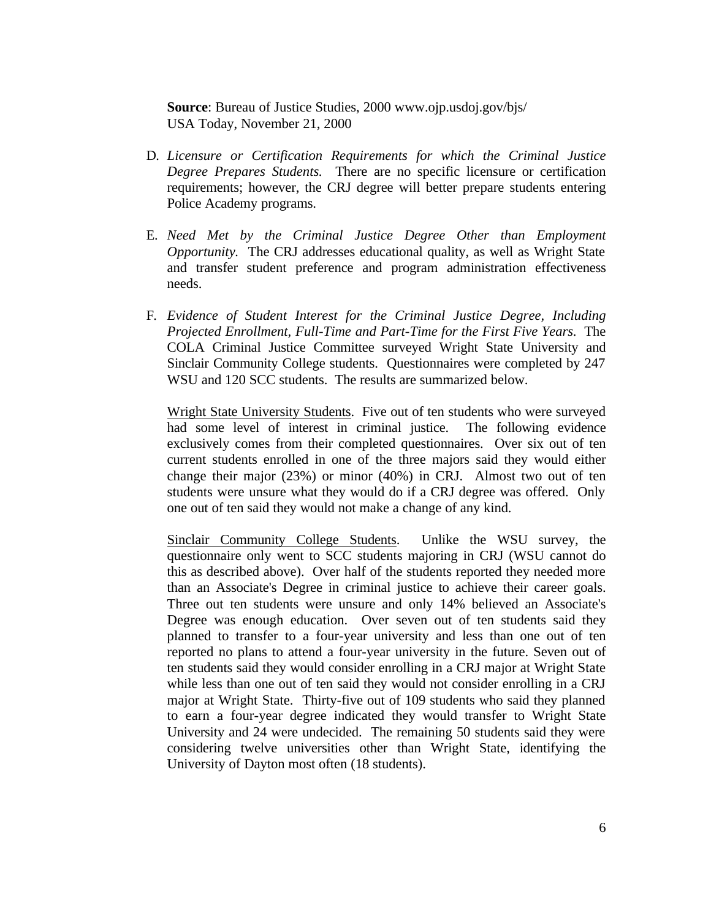**Source**: Bureau of Justice Studies, 2000 www.ojp.usdoj.gov/bjs/
USA Today, November 21, 2000

D. *Licensure or Certification Requirements for which the Criminal Justice Degree Prepares Students.* There are no specific licensure or certification requirements; however, the CRJ degree will better prepare students entering Police Academy programs.

E. *Need Met by the Criminal Justice Degree Other than Employment Opportunity.* The CRJ addresses educational quality, as well as Wright State and transfer student preference and program administration effectiveness needs.

F. *Evidence of Student Interest for the Criminal Justice Degree, Including Projected Enrollment, Full-Time and Part-Time for the First Five Years.* The COLA Criminal Justice Committee surveyed Wright State University and Sinclair Community College students. Questionnaires were completed by 247 WSU and 120 SCC students. The results are summarized below.

<u>Wright State University Students</u>. Five out of ten students who were surveyed had some level of interest in criminal justice. The following evidence exclusively comes from their completed questionnaires. Over six out of ten current students enrolled in one of the three majors said they would either change their major (23%) or minor (40%) in CRJ. Almost two out of ten students were unsure what they would do if a CRJ degree was offered. Only one out of ten said they would not make a change of any kind.

<u>Sinclair Community College Students</u>. Unlike the WSU survey, the questionnaire only went to SCC students majoring in CRJ (WSU cannot do this as described above). Over half of the students reported they needed more than an Associate's Degree in criminal justice to achieve their career goals. Three out ten students were unsure and only 14% believed an Associate's Degree was enough education. Over seven out of ten students said they planned to transfer to a four-year university and less than one out of ten reported no plans to attend a four-year university in the future. Seven out of ten students said they would consider enrolling in a CRJ major at Wright State while less than one out of ten said they would not consider enrolling in a CRJ major at Wright State. Thirty-five out of 109 students who said they planned to earn a four-year degree indicated they would transfer to Wright State University and 24 were undecided. The remaining 50 students said they were considering twelve universities other than Wright State, identifying the University of Dayton most often (18 students).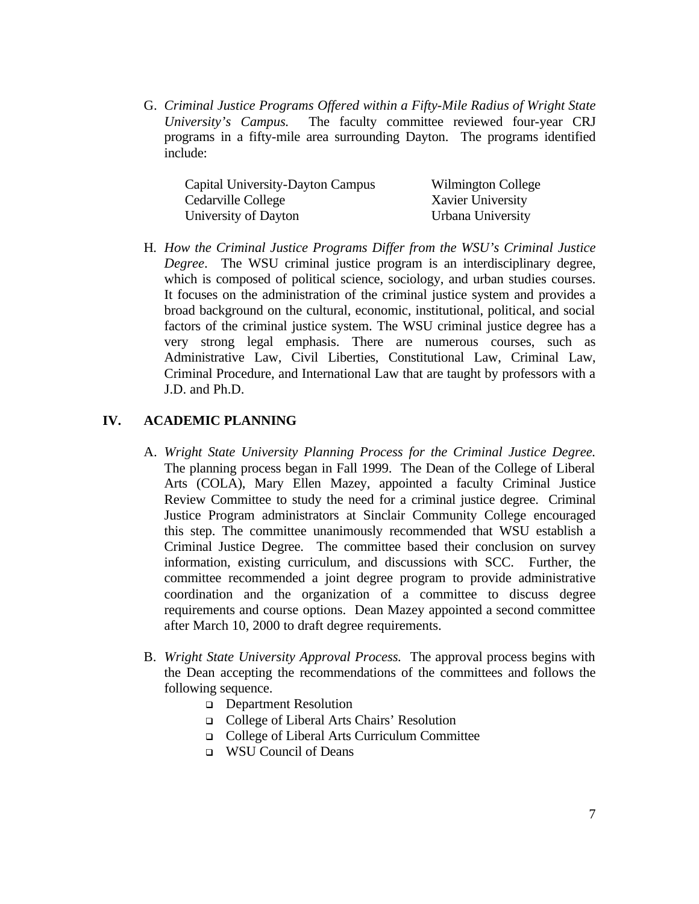G. *Criminal Justice Programs Offered within a Fifty-Mile Radius of Wright State University's Campus.* The faculty committee reviewed four-year CRJ programs in a fifty-mile area surrounding Dayton. The programs identified include:

| | |
|---|---|
| Capital University-Dayton Campus | Wilmington College |
| Cedarville College | Xavier University |
| University of Dayton | Urbana University |

H. *How the Criminal Justice Programs Differ from the WSU's Criminal Justice Degree*. The WSU criminal justice program is an interdisciplinary degree, which is composed of political science, sociology, and urban studies courses. It focuses on the administration of the criminal justice system and provides a broad background on the cultural, economic, institutional, political, and social factors of the criminal justice system. The WSU criminal justice degree has a very strong legal emphasis. There are numerous courses, such as Administrative Law, Civil Liberties, Constitutional Law, Criminal Law, Criminal Procedure, and International Law that are taught by professors with a J.D. and Ph.D.

## IV. ACADEMIC PLANNING

A. *Wright State University Planning Process for the Criminal Justice Degree.* The planning process began in Fall 1999. The Dean of the College of Liberal Arts (COLA), Mary Ellen Mazey, appointed a faculty Criminal Justice Review Committee to study the need for a criminal justice degree. Criminal Justice Program administrators at Sinclair Community College encouraged this step. The committee unanimously recommended that WSU establish a Criminal Justice Degree. The committee based their conclusion on survey information, existing curriculum, and discussions with SCC. Further, the committee recommended a joint degree program to provide administrative coordination and the organization of a committee to discuss degree requirements and course options. Dean Mazey appointed a second committee after March 10, 2000 to draft degree requirements.

B. *Wright State University Approval Process.* The approval process begins with the Dean accepting the recommendations of the committees and follows the following sequence.

- Department Resolution
- College of Liberal Arts Chairs' Resolution
- College of Liberal Arts Curriculum Committee
- WSU Council of Deans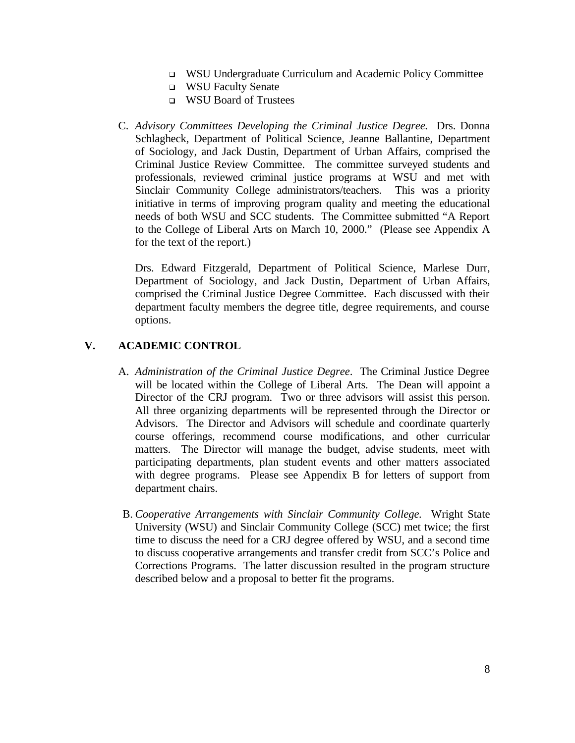- WSU Undergraduate Curriculum and Academic Policy Committee
- WSU Faculty Senate
- WSU Board of Trustees

C. *Advisory Committees Developing the Criminal Justice Degree.* Drs. Donna Schlagheck, Department of Political Science, Jeanne Ballantine, Department of Sociology, and Jack Dustin, Department of Urban Affairs, comprised the Criminal Justice Review Committee. The committee surveyed students and professionals, reviewed criminal justice programs at WSU and met with Sinclair Community College administrators/teachers. This was a priority initiative in terms of improving program quality and meeting the educational needs of both WSU and SCC students. The Committee submitted "A Report to the College of Liberal Arts on March 10, 2000." (Please see Appendix A for the text of the report.)

Drs. Edward Fitzgerald, Department of Political Science, Marlese Durr, Department of Sociology, and Jack Dustin, Department of Urban Affairs, comprised the Criminal Justice Degree Committee. Each discussed with their department faculty members the degree title, degree requirements, and course options.

## V. ACADEMIC CONTROL

A. *Administration of the Criminal Justice Degree*. The Criminal Justice Degree will be located within the College of Liberal Arts. The Dean will appoint a Director of the CRJ program. Two or three advisors will assist this person. All three organizing departments will be represented through the Director or Advisors. The Director and Advisors will schedule and coordinate quarterly course offerings, recommend course modifications, and other curricular matters. The Director will manage the budget, advise students, meet with participating departments, plan student events and other matters associated with degree programs. Please see Appendix B for letters of support from department chairs.

B. *Cooperative Arrangements with Sinclair Community College.* Wright State University (WSU) and Sinclair Community College (SCC) met twice; the first time to discuss the need for a CRJ degree offered by WSU, and a second time to discuss cooperative arrangements and transfer credit from SCC's Police and Corrections Programs. The latter discussion resulted in the program structure described below and a proposal to better fit the programs.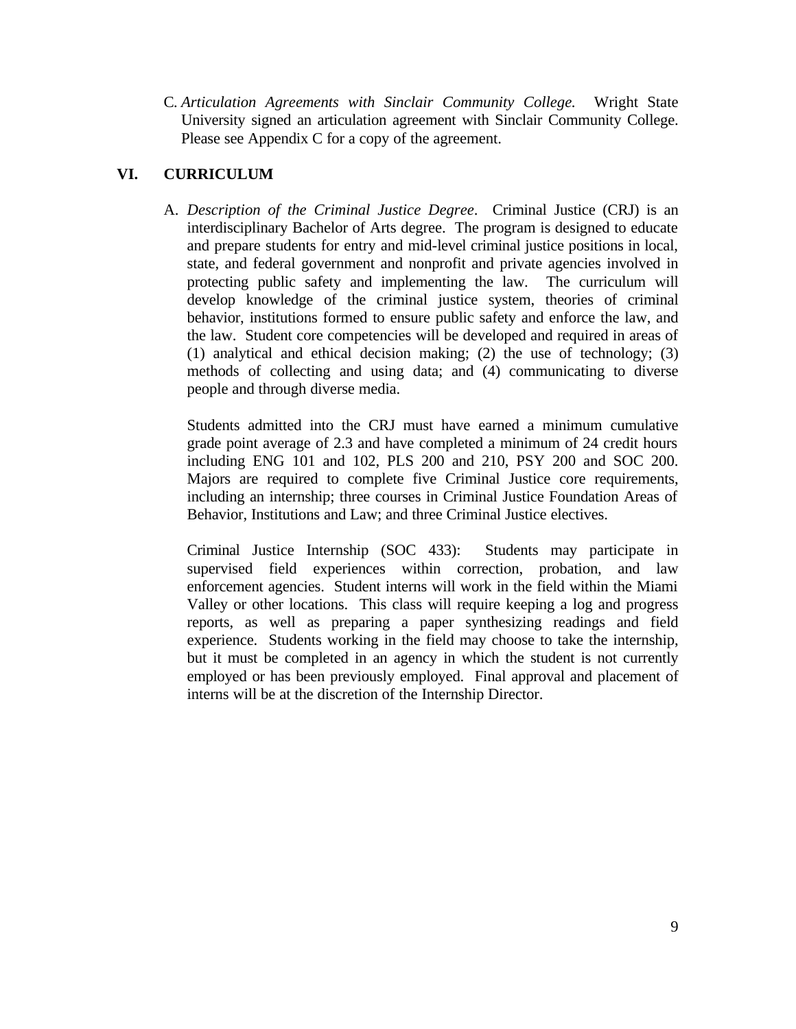C. *Articulation Agreements with Sinclair Community College.* Wright State University signed an articulation agreement with Sinclair Community College. Please see Appendix C for a copy of the agreement.

## VI. CURRICULUM

A. *Description of the Criminal Justice Degree*. Criminal Justice (CRJ) is an interdisciplinary Bachelor of Arts degree. The program is designed to educate and prepare students for entry and mid-level criminal justice positions in local, state, and federal government and nonprofit and private agencies involved in protecting public safety and implementing the law. The curriculum will develop knowledge of the criminal justice system, theories of criminal behavior, institutions formed to ensure public safety and enforce the law, and the law. Student core competencies will be developed and required in areas of (1) analytical and ethical decision making; (2) the use of technology; (3) methods of collecting and using data; and (4) communicating to diverse people and through diverse media.

Students admitted into the CRJ must have earned a minimum cumulative grade point average of 2.3 and have completed a minimum of 24 credit hours including ENG 101 and 102, PLS 200 and 210, PSY 200 and SOC 200. Majors are required to complete five Criminal Justice core requirements, including an internship; three courses in Criminal Justice Foundation Areas of Behavior, Institutions and Law; and three Criminal Justice electives.

Criminal Justice Internship (SOC 433): Students may participate in supervised field experiences within correction, probation, and law enforcement agencies. Student interns will work in the field within the Miami Valley or other locations. This class will require keeping a log and progress reports, as well as preparing a paper synthesizing readings and field experience. Students working in the field may choose to take the internship, but it must be completed in an agency in which the student is not currently employed or has been previously employed. Final approval and placement of interns will be at the discretion of the Internship Director.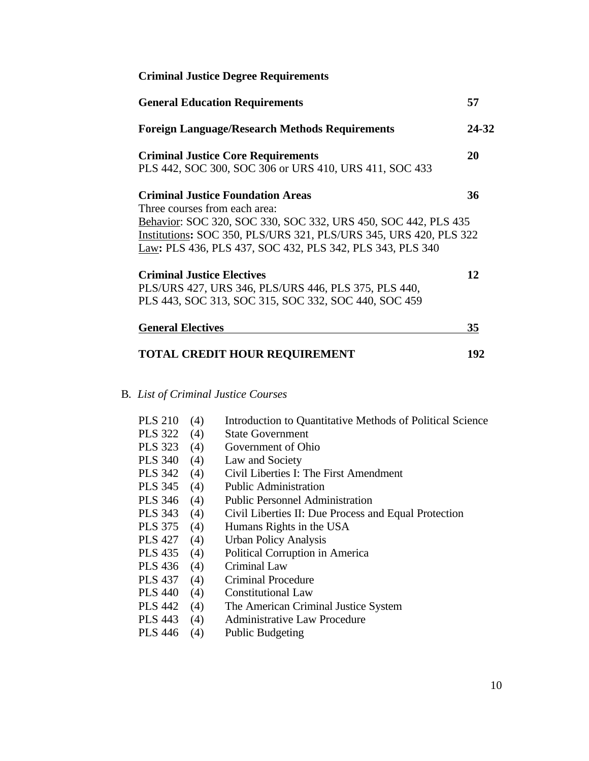### Criminal Justice Degree Requirements

| | |
|---|---|
| **General Education Requirements** | **57** |
| **Foreign Language/Research Methods Requirements** | **24-32** |
| **Criminal Justice Core Requirements**<br>PLS 442, SOC 300, SOC 306 or URS 410, URS 411, SOC 433 | **20** |
| **Criminal Justice Foundation Areas**<br>Three courses from each area:<br><u>Behavior</u>: SOC 320, SOC 330, SOC 332, URS 450, SOC 442, PLS 435<br><u>Institutions</u>**:** SOC 350, PLS/URS 321, PLS/URS 345, URS 420, PLS 322<br><u>Law</u>**:** PLS 436, PLS 437, SOC 432, PLS 342, PLS 343, PLS 340 | **36** |
| **Criminal Justice Electives**<br>PLS/URS 427, URS 346, PLS/URS 446, PLS 375, PLS 440,<br>PLS 443, SOC 313, SOC 315, SOC 332, SOC 440, SOC 459 | **12** |
| **General Electives** | **35** |
| **TOTAL CREDIT HOUR REQUIREMENT** | **192** |

B. *List of Criminal Justice Courses*

| | | |
|---|---|---|
| PLS 210 | (4) | Introduction to Quantitative Methods of Political Science |
| PLS 322 | (4) | State Government |
| PLS 323 | (4) | Government of Ohio |
| PLS 340 | (4) | Law and Society |
| PLS 342 | (4) | Civil Liberties I: The First Amendment |
| PLS 345 | (4) | Public Administration |
| PLS 346 | (4) | Public Personnel Administration |
| PLS 343 | (4) | Civil Liberties II: Due Process and Equal Protection |
| PLS 375 | (4) | Humans Rights in the USA |
| PLS 427 | (4) | Urban Policy Analysis |
| PLS 435 | (4) | Political Corruption in America |
| PLS 436 | (4) | Criminal Law |
| PLS 437 | (4) | Criminal Procedure |
| PLS 440 | (4) | Constitutional Law |
| PLS 442 | (4) | The American Criminal Justice System |
| PLS 443 | (4) | Administrative Law Procedure |
| PLS 446 | (4) | Public Budgeting |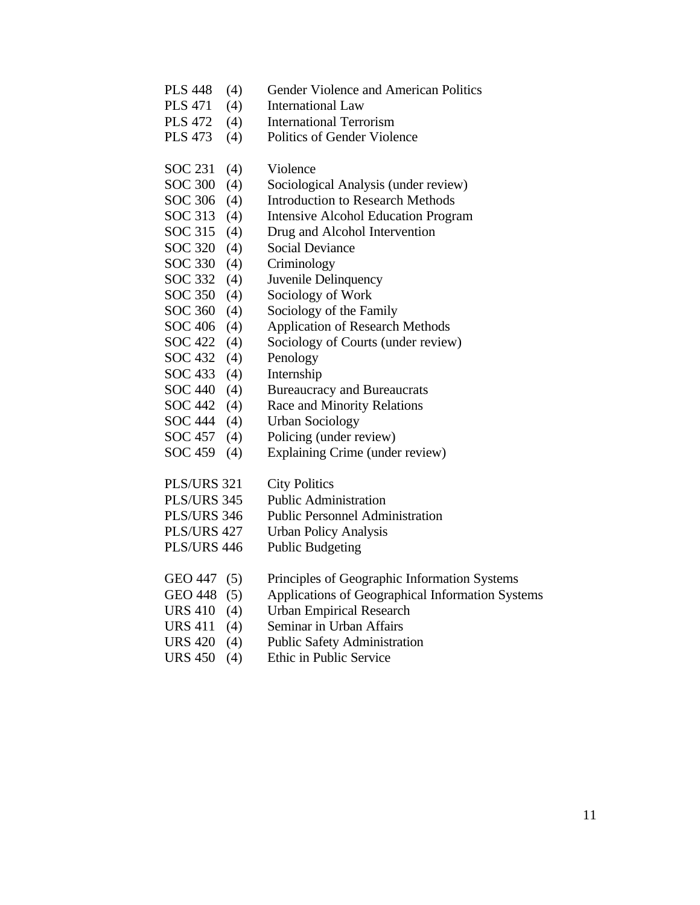PLS 448 (4) Gender Violence and American Politics
PLS 471 (4) International Law
PLS 472 (4) International Terrorism
PLS 473 (4) Politics of Gender Violence

SOC 231 (4) Violence
SOC 300 (4) Sociological Analysis (under review)
SOC 306 (4) Introduction to Research Methods
SOC 313 (4) Intensive Alcohol Education Program
SOC 315 (4) Drug and Alcohol Intervention
SOC 320 (4) Social Deviance
SOC 330 (4) Criminology
SOC 332 (4) Juvenile Delinquency
SOC 350 (4) Sociology of Work
SOC 360 (4) Sociology of the Family
SOC 406 (4) Application of Research Methods
SOC 422 (4) Sociology of Courts (under review)
SOC 432 (4) Penology
SOC 433 (4) Internship
SOC 440 (4) Bureaucracy and Bureaucrats
SOC 442 (4) Race and Minority Relations
SOC 444 (4) Urban Sociology
SOC 457 (4) Policing (under review)
SOC 459 (4) Explaining Crime (under review)

PLS/URS 321 City Politics
PLS/URS 345 Public Administration
PLS/URS 346 Public Personnel Administration
PLS/URS 427 Urban Policy Analysis
PLS/URS 446 Public Budgeting

GEO 447 (5) Principles of Geographic Information Systems
GEO 448 (5) Applications of Geographical Information Systems
URS 410 (4) Urban Empirical Research
URS 411 (4) Seminar in Urban Affairs
URS 420 (4) Public Safety Administration
URS 450 (4) Ethic in Public Service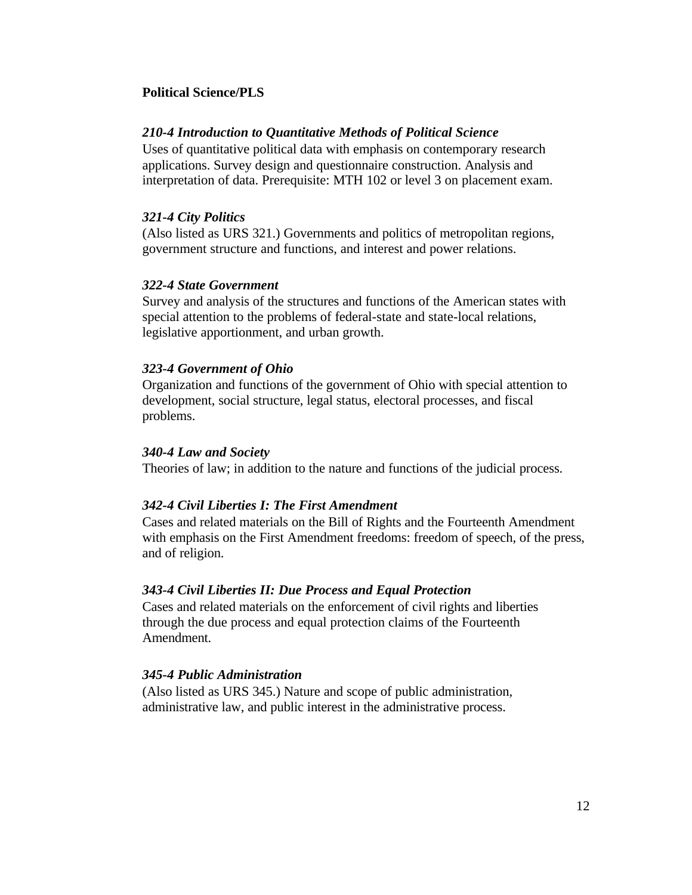**Political Science/PLS**

***210-4 Introduction to Quantitative Methods of Political Science***

Uses of quantitative political data with emphasis on contemporary research applications. Survey design and questionnaire construction. Analysis and interpretation of data. Prerequisite: MTH 102 or level 3 on placement exam.

***321-4 City Politics***

(Also listed as URS 321.) Governments and politics of metropolitan regions, government structure and functions, and interest and power relations.

***322-4 State Government***

Survey and analysis of the structures and functions of the American states with special attention to the problems of federal-state and state-local relations, legislative apportionment, and urban growth.

***323-4 Government of Ohio***

Organization and functions of the government of Ohio with special attention to development, social structure, legal status, electoral processes, and fiscal problems.

***340-4 Law and Society***

Theories of law; in addition to the nature and functions of the judicial process.

***342-4 Civil Liberties I: The First Amendment***

Cases and related materials on the Bill of Rights and the Fourteenth Amendment with emphasis on the First Amendment freedoms: freedom of speech, of the press, and of religion.

***343-4 Civil Liberties II: Due Process and Equal Protection***

Cases and related materials on the enforcement of civil rights and liberties through the due process and equal protection claims of the Fourteenth Amendment.

***345-4 Public Administration***

(Also listed as URS 345.) Nature and scope of public administration, administrative law, and public interest in the administrative process.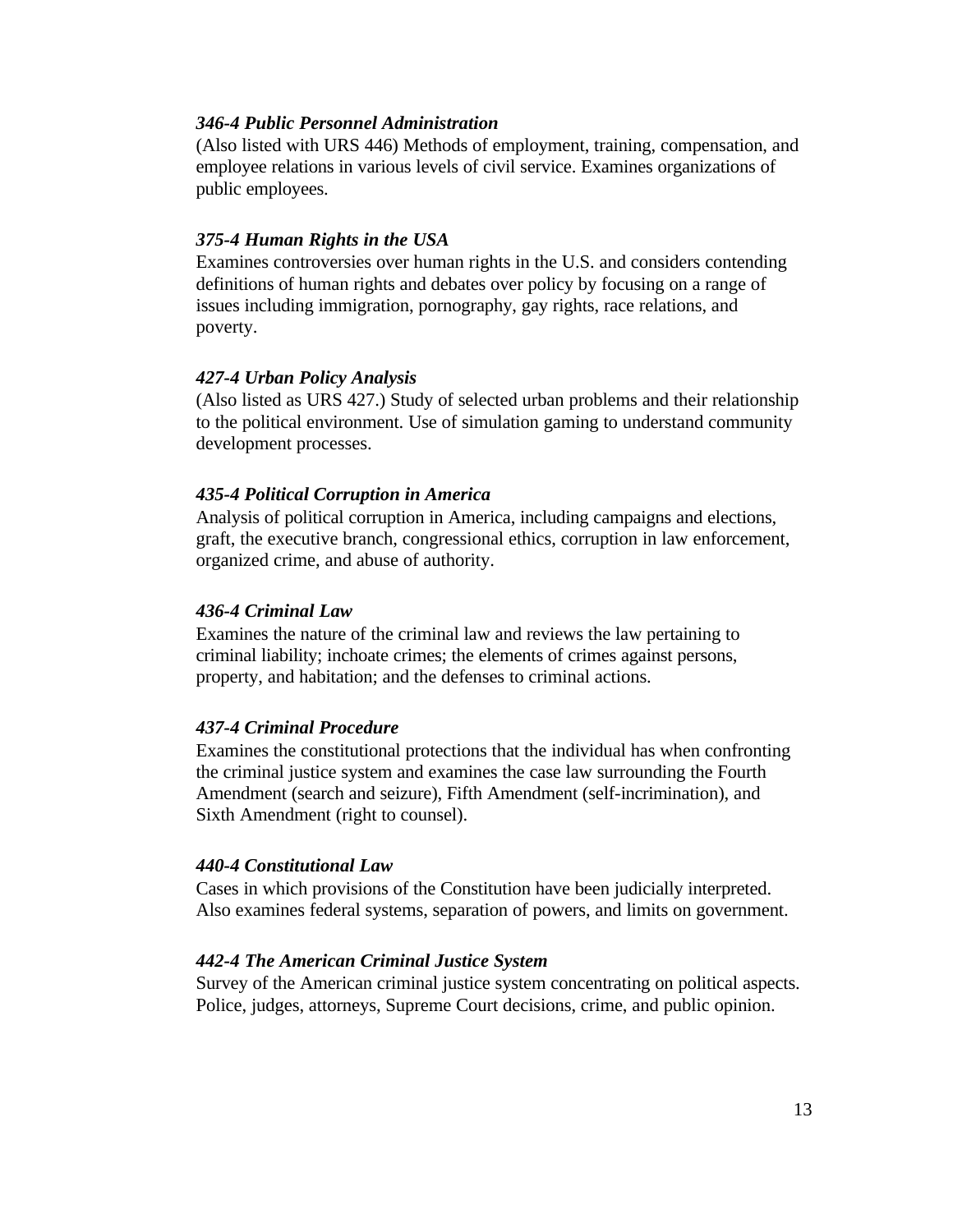***346-4 Public Personnel Administration***

(Also listed with URS 446) Methods of employment, training, compensation, and employee relations in various levels of civil service. Examines organizations of public employees.

***375-4 Human Rights in the USA***

Examines controversies over human rights in the U.S. and considers contending definitions of human rights and debates over policy by focusing on a range of issues including immigration, pornography, gay rights, race relations, and poverty.

***427-4 Urban Policy Analysis***

(Also listed as URS 427.) Study of selected urban problems and their relationship to the political environment. Use of simulation gaming to understand community development processes.

***435-4 Political Corruption in America***

Analysis of political corruption in America, including campaigns and elections, graft, the executive branch, congressional ethics, corruption in law enforcement, organized crime, and abuse of authority.

***436-4 Criminal Law***

Examines the nature of the criminal law and reviews the law pertaining to criminal liability; inchoate crimes; the elements of crimes against persons, property, and habitation; and the defenses to criminal actions.

***437-4 Criminal Procedure***

Examines the constitutional protections that the individual has when confronting the criminal justice system and examines the case law surrounding the Fourth Amendment (search and seizure), Fifth Amendment (self-incrimination), and Sixth Amendment (right to counsel).

***440-4 Constitutional Law***

Cases in which provisions of the Constitution have been judicially interpreted. Also examines federal systems, separation of powers, and limits on government.

***442-4 The American Criminal Justice System***

Survey of the American criminal justice system concentrating on political aspects. Police, judges, attorneys, Supreme Court decisions, crime, and public opinion.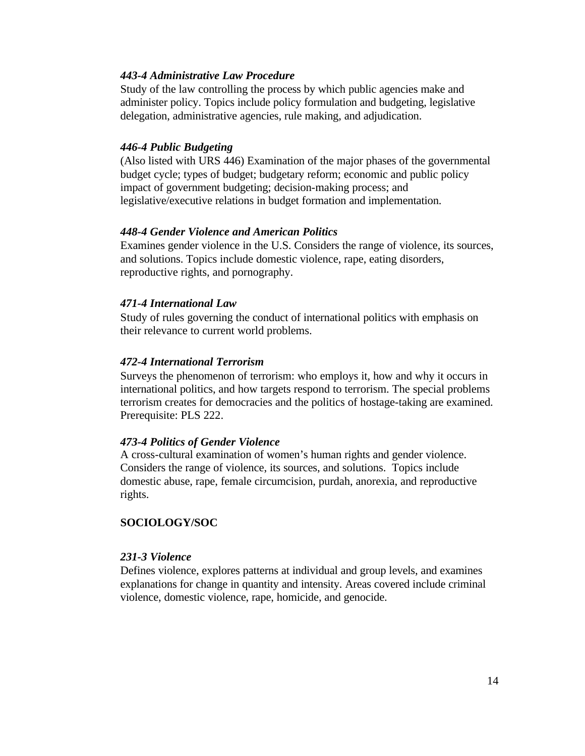***443-4 Administrative Law Procedure***

Study of the law controlling the process by which public agencies make and administer policy. Topics include policy formulation and budgeting, legislative delegation, administrative agencies, rule making, and adjudication.

***446-4 Public Budgeting***

(Also listed with URS 446) Examination of the major phases of the governmental budget cycle; types of budget; budgetary reform; economic and public policy impact of government budgeting; decision-making process; and legislative/executive relations in budget formation and implementation.

***448-4 Gender Violence and American Politics***

Examines gender violence in the U.S. Considers the range of violence, its sources, and solutions. Topics include domestic violence, rape, eating disorders, reproductive rights, and pornography.

***471-4 International Law***

Study of rules governing the conduct of international politics with emphasis on their relevance to current world problems.

***472-4 International Terrorism***

Surveys the phenomenon of terrorism: who employs it, how and why it occurs in international politics, and how targets respond to terrorism. The special problems terrorism creates for democracies and the politics of hostage-taking are examined. Prerequisite: PLS 222.

***473-4 Politics of Gender Violence***

A cross-cultural examination of women's human rights and gender violence. Considers the range of violence, its sources, and solutions. Topics include domestic abuse, rape, female circumcision, purdah, anorexia, and reproductive rights.

**SOCIOLOGY/SOC**

***231-3 Violence***

Defines violence, explores patterns at individual and group levels, and examines explanations for change in quantity and intensity. Areas covered include criminal violence, domestic violence, rape, homicide, and genocide.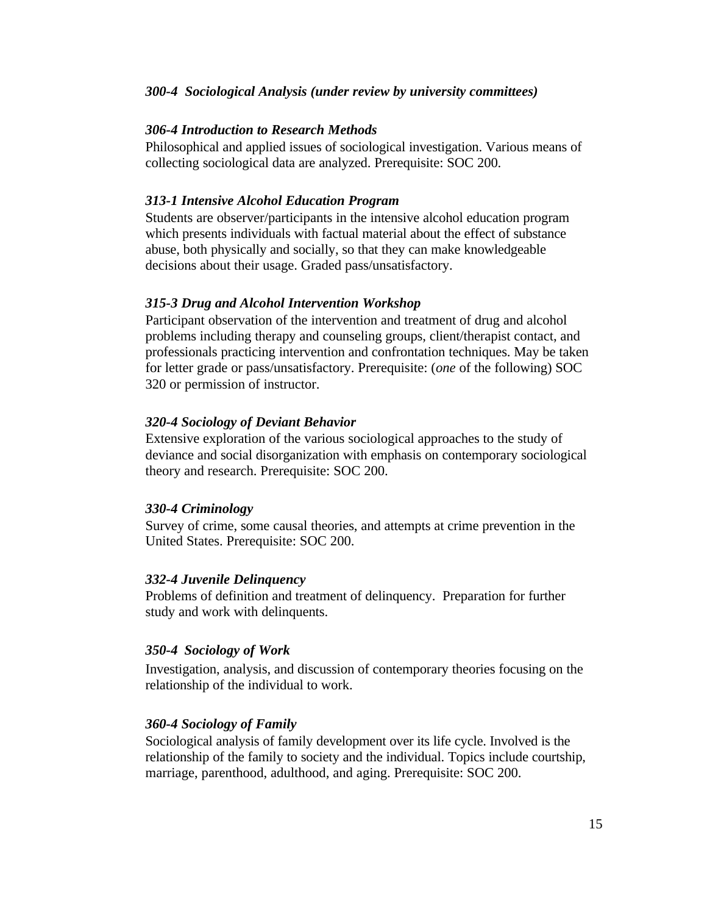***300-4 Sociological Analysis (under review by university committees)***

***306-4 Introduction to Research Methods***

Philosophical and applied issues of sociological investigation. Various means of collecting sociological data are analyzed. Prerequisite: SOC 200.

***313-1 Intensive Alcohol Education Program***

Students are observer/participants in the intensive alcohol education program which presents individuals with factual material about the effect of substance abuse, both physically and socially, so that they can make knowledgeable decisions about their usage. Graded pass/unsatisfactory.

***315-3 Drug and Alcohol Intervention Workshop***

Participant observation of the intervention and treatment of drug and alcohol problems including therapy and counseling groups, client/therapist contact, and professionals practicing intervention and confrontation techniques. May be taken for letter grade or pass/unsatisfactory. Prerequisite: (*one* of the following) SOC 320 or permission of instructor.

***320-4 Sociology of Deviant Behavior***

Extensive exploration of the various sociological approaches to the study of deviance and social disorganization with emphasis on contemporary sociological theory and research. Prerequisite: SOC 200.

***330-4 Criminology***

Survey of crime, some causal theories, and attempts at crime prevention in the United States. Prerequisite: SOC 200.

***332-4 Juvenile Delinquency***

Problems of definition and treatment of delinquency. Preparation for further study and work with delinquents.

***350-4 Sociology of Work***

Investigation, analysis, and discussion of contemporary theories focusing on the relationship of the individual to work.

***360-4 Sociology of Family***

Sociological analysis of family development over its life cycle. Involved is the relationship of the family to society and the individual. Topics include courtship, marriage, parenthood, adulthood, and aging. Prerequisite: SOC 200.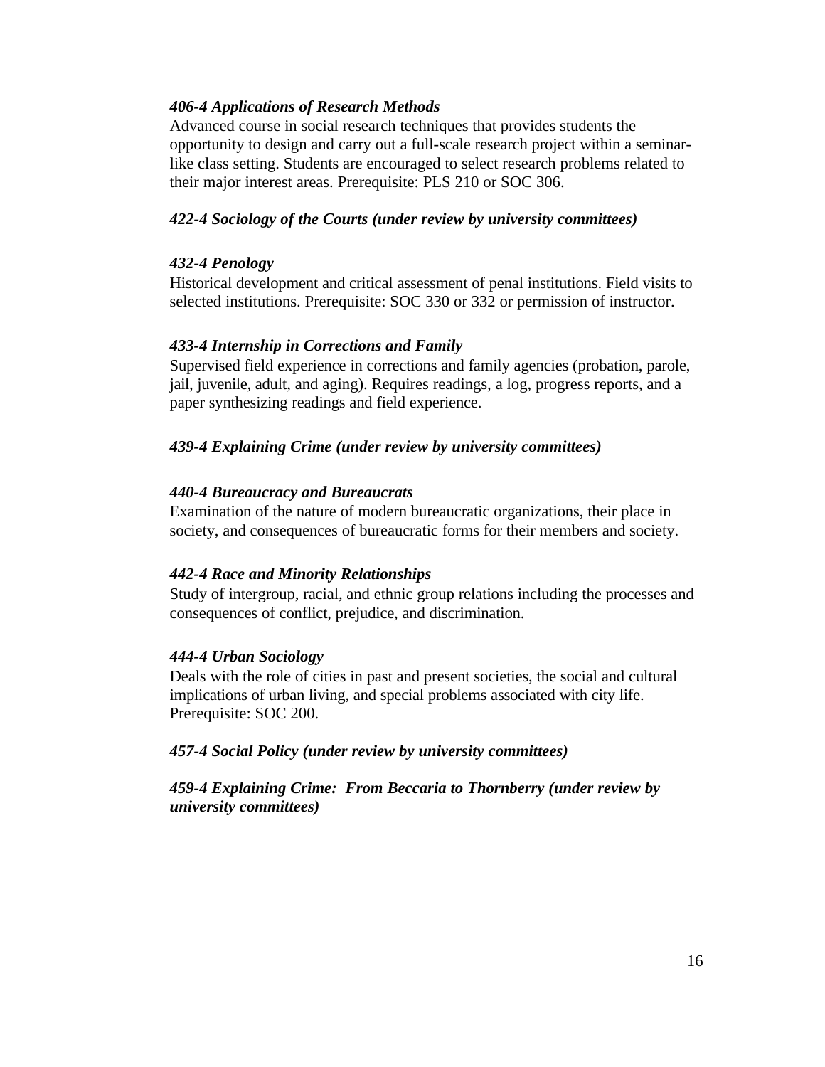***406-4 Applications of Research Methods***

Advanced course in social research techniques that provides students the opportunity to design and carry out a full-scale research project within a seminar-like class setting. Students are encouraged to select research problems related to their major interest areas. Prerequisite: PLS 210 or SOC 306.

***422-4 Sociology of the Courts (under review by university committees)***

***432-4 Penology***

Historical development and critical assessment of penal institutions. Field visits to selected institutions. Prerequisite: SOC 330 or 332 or permission of instructor.

***433-4 Internship in Corrections and Family***

Supervised field experience in corrections and family agencies (probation, parole, jail, juvenile, adult, and aging). Requires readings, a log, progress reports, and a paper synthesizing readings and field experience.

***439-4 Explaining Crime (under review by university committees)***

***440-4 Bureaucracy and Bureaucrats***

Examination of the nature of modern bureaucratic organizations, their place in society, and consequences of bureaucratic forms for their members and society.

***442-4 Race and Minority Relationships***

Study of intergroup, racial, and ethnic group relations including the processes and consequences of conflict, prejudice, and discrimination.

***444-4 Urban Sociology***

Deals with the role of cities in past and present societies, the social and cultural implications of urban living, and special problems associated with city life. Prerequisite: SOC 200.

***457-4 Social Policy (under review by university committees)***

***459-4 Explaining Crime: From Beccaria to Thornberry (under review by university committees)***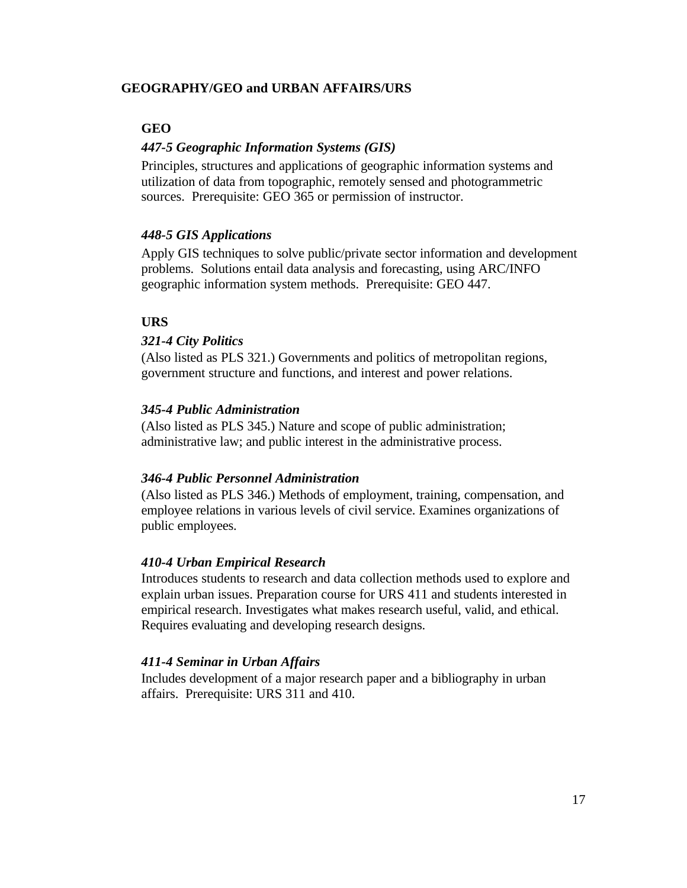## GEOGRAPHY/GEO and URBAN AFFAIRS/URS

### GEO

***447-5 Geographic Information Systems (GIS)***

Principles, structures and applications of geographic information systems and utilization of data from topographic, remotely sensed and photogrammetric sources. Prerequisite: GEO 365 or permission of instructor.

***448-5 GIS Applications***

Apply GIS techniques to solve public/private sector information and development problems. Solutions entail data analysis and forecasting, using ARC/INFO geographic information system methods. Prerequisite: GEO 447.

### URS

***321-4 City Politics***

(Also listed as PLS 321.) Governments and politics of metropolitan regions, government structure and functions, and interest and power relations.

***345-4 Public Administration***

(Also listed as PLS 345.) Nature and scope of public administration; administrative law; and public interest in the administrative process.

***346-4 Public Personnel Administration***

(Also listed as PLS 346.) Methods of employment, training, compensation, and employee relations in various levels of civil service. Examines organizations of public employees.

***410-4 Urban Empirical Research***

Introduces students to research and data collection methods used to explore and explain urban issues. Preparation course for URS 411 and students interested in empirical research. Investigates what makes research useful, valid, and ethical. Requires evaluating and developing research designs.

***411-4 Seminar in Urban Affairs***

Includes development of a major research paper and a bibliography in urban affairs. Prerequisite: URS 311 and 410.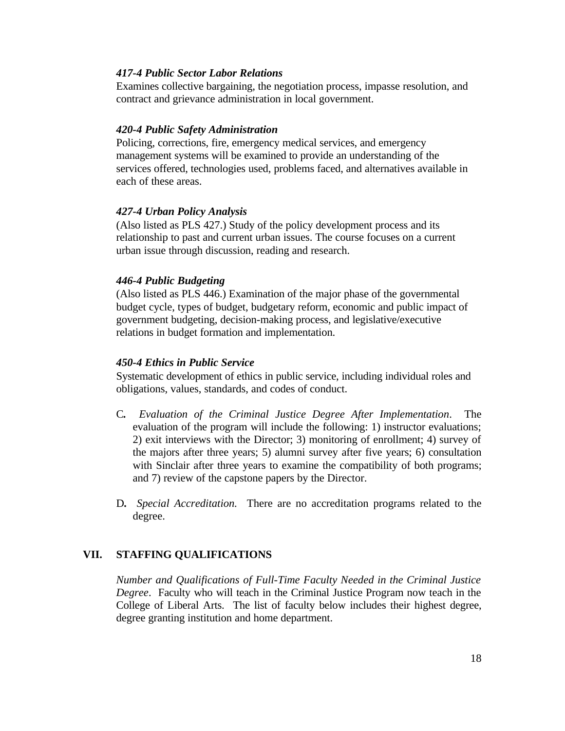***417-4 Public Sector Labor Relations***
Examines collective bargaining, the negotiation process, impasse resolution, and contract and grievance administration in local government.

***420-4 Public Safety Administration***
Policing, corrections, fire, emergency medical services, and emergency management systems will be examined to provide an understanding of the services offered, technologies used, problems faced, and alternatives available in each of these areas.

***427-4 Urban Policy Analysis***
(Also listed as PLS 427.) Study of the policy development process and its relationship to past and current urban issues. The course focuses on a current urban issue through discussion, reading and research.

***446-4 Public Budgeting***
(Also listed as PLS 446.) Examination of the major phase of the governmental budget cycle, types of budget, budgetary reform, economic and public impact of government budgeting, decision-making process, and legislative/executive relations in budget formation and implementation.

***450-4 Ethics in Public Service***
Systematic development of ethics in public service, including individual roles and obligations, values, standards, and codes of conduct.

C. *Evaluation of the Criminal Justice Degree After Implementation*. The evaluation of the program will include the following: 1) instructor evaluations; 2) exit interviews with the Director; 3) monitoring of enrollment; 4) survey of the majors after three years; 5) alumni survey after five years; 6) consultation with Sinclair after three years to examine the compatibility of both programs; and 7) review of the capstone papers by the Director.

D. *Special Accreditation.* There are no accreditation programs related to the degree.

## VII. STAFFING QUALIFICATIONS

*Number and Qualifications of Full-Time Faculty Needed in the Criminal Justice Degree*. Faculty who will teach in the Criminal Justice Program now teach in the College of Liberal Arts. The list of faculty below includes their highest degree, degree granting institution and home department.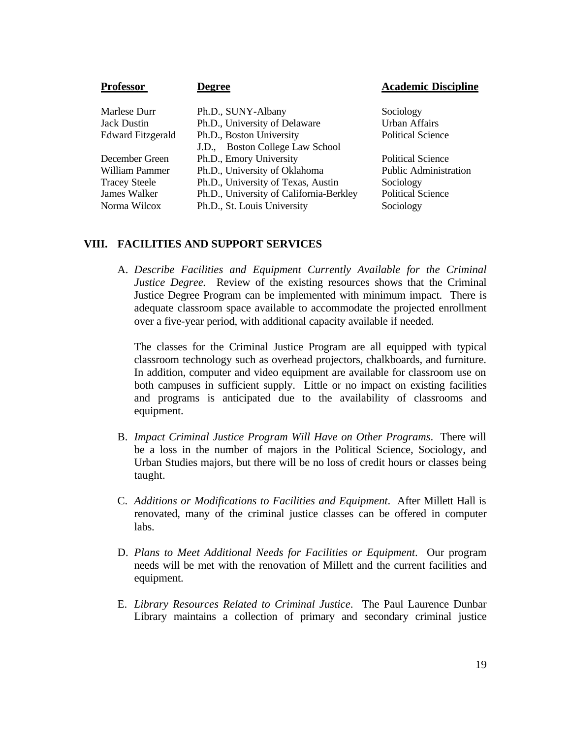| Professor | Degree | Academic Discipline |
|---|---|---|
| Marlese Durr | Ph.D., SUNY-Albany | Sociology |
| Jack Dustin | Ph.D., University of Delaware | Urban Affairs |
| Edward Fitzgerald | Ph.D., Boston University<br>J.D., Boston College Law School | Political Science |
| December Green | Ph.D., Emory University | Political Science |
| William Pammer | Ph.D., University of Oklahoma | Public Administration |
| Tracey Steele | Ph.D., University of Texas, Austin | Sociology |
| James Walker | Ph.D., University of California-Berkley | Political Science |
| Norma Wilcox | Ph.D., St. Louis University | Sociology |

## VIII. FACILITIES AND SUPPORT SERVICES

A. *Describe Facilities and Equipment Currently Available for the Criminal Justice Degree.* Review of the existing resources shows that the Criminal Justice Degree Program can be implemented with minimum impact. There is adequate classroom space available to accommodate the projected enrollment over a five-year period, with additional capacity available if needed.

The classes for the Criminal Justice Program are all equipped with typical classroom technology such as overhead projectors, chalkboards, and furniture. In addition, computer and video equipment are available for classroom use on both campuses in sufficient supply. Little or no impact on existing facilities and programs is anticipated due to the availability of classrooms and equipment.

B. *Impact Criminal Justice Program Will Have on Other Programs*. There will be a loss in the number of majors in the Political Science, Sociology, and Urban Studies majors, but there will be no loss of credit hours or classes being taught.

C. *Additions or Modifications to Facilities and Equipment*. After Millett Hall is renovated, many of the criminal justice classes can be offered in computer labs.

D. *Plans to Meet Additional Needs for Facilities or Equipment*. Our program needs will be met with the renovation of Millett and the current facilities and equipment.

E. *Library Resources Related to Criminal Justice*. The Paul Laurence Dunbar Library maintains a collection of primary and secondary criminal justice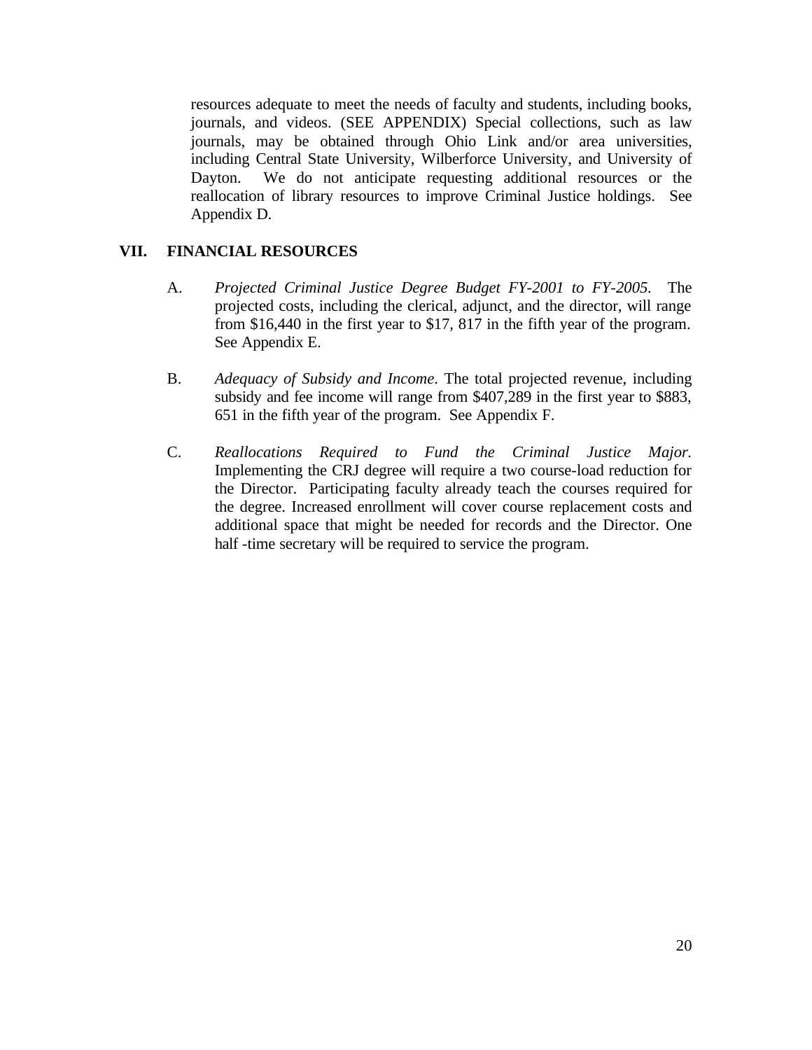resources adequate to meet the needs of faculty and students, including books, journals, and videos. (SEE APPENDIX) Special collections, such as law journals, may be obtained through Ohio Link and/or area universities, including Central State University, Wilberforce University, and University of Dayton. We do not anticipate requesting additional resources or the reallocation of library resources to improve Criminal Justice holdings. See Appendix D.

## VII. FINANCIAL RESOURCES

A. *Projected Criminal Justice Degree Budget FY-2001 to FY-2005.* The projected costs, including the clerical, adjunct, and the director, will range from $16,440 in the first year to $17, 817 in the fifth year of the program. See Appendix E.

B. *Adequacy of Subsidy and Income*. The total projected revenue, including subsidy and fee income will range from $407,289 in the first year to $883, 651 in the fifth year of the program. See Appendix F.

C. *Reallocations Required to Fund the Criminal Justice Major.* Implementing the CRJ degree will require a two course-load reduction for the Director. Participating faculty already teach the courses required for the degree. Increased enrollment will cover course replacement costs and additional space that might be needed for records and the Director. One half -time secretary will be required to service the program.